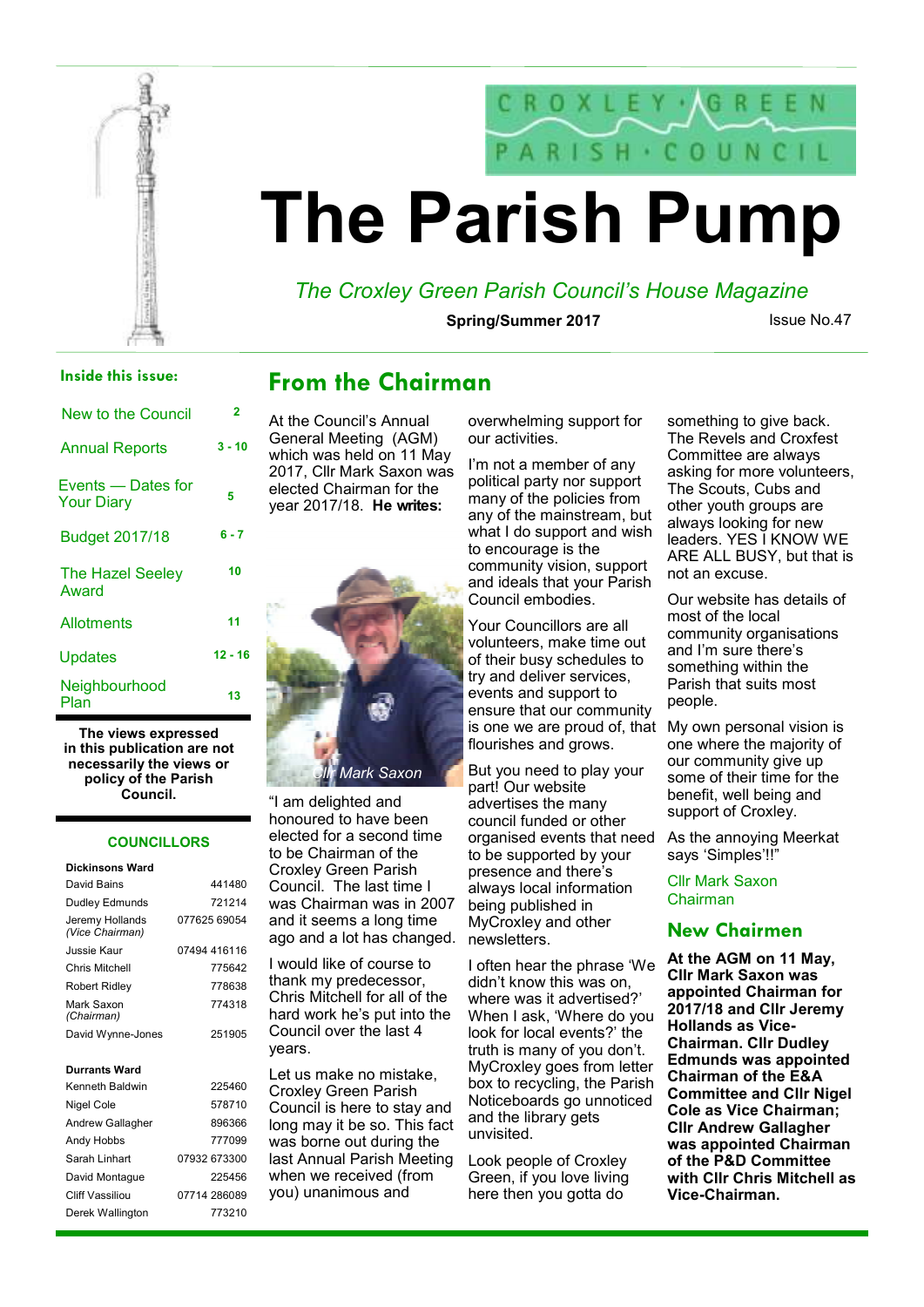CROXLEY · GREEN PARISH · COUNCIL

# The Parish Pump

*The Croxley Green Parish Council's House Magazine*

**Spring/Summer 2017** Issue No.47

### Inside this issue:

| | |
|---|---|
| New to the Council | 2 |
| Annual Reports | 3 - 10 |
| Events — Dates for Your Diary | 5 |
| Budget 2017/18 | 6 - 7 |
| The Hazel Seeley Award | 10 |
| Allotments | 11 |
| Updates | 12 - 16 |
| Neighbourhood Plan | 13 |

**The views expressed in this publication are not necessarily the views or policy of the Parish Council.**

### COUNCILLORS

| **Dickinsons Ward** | |
|---|---|
| David Bains | 441480 |
| Dudley Edmunds | 721214 |
| Jeremy Hollands *(Vice Chairman)* | 077625 69054 |
| Jussie Kaur | 07494 416116 |
| Chris Mitchell | 775642 |
| Robert Ridley | 778638 |
| Mark Saxon *(Chairman)* | 774318 |
| David Wynne-Jones | 251905 |

| **Durrants Ward** | |
|---|---|
| Kenneth Baldwin | 225460 |
| Nigel Cole | 578710 |
| Andrew Gallagher | 896366 |
| Andy Hobbs | 777099 |
| Sarah Linhart | 07932 673300 |
| David Montague | 225456 |
| Cliff Vassiliou | 07714 286089 |
| Derek Wallington | 773210 |

## From the Chairman

At the Council's Annual General Meeting (AGM) which was held on 11 May 2017, Cllr Mark Saxon was elected Chairman for the year 2017/18. **He writes:**

*Cllr Mark Saxon*

"I am delighted and honoured to have been elected for a second time to be Chairman of the Croxley Green Parish Council. The last time I was Chairman was in 2007 and it seems a long time ago and a lot has changed.

I would like of course to thank my predecessor, Chris Mitchell for all of the hard work he's put into the Council over the last 4 years.

Let us make no mistake, Croxley Green Parish Council is here to stay and long may it be so. This fact was borne out during the last Annual Parish Meeting when we received (from you) unanimous and overwhelming support for our activities.

I'm not a member of any political party nor support many of the policies from any of the mainstream, but what I do support and wish to encourage is the community vision, support and ideals that your Parish Council embodies.

Your Councillors are all volunteers, make time out of their busy schedules to try and deliver services, events and support to ensure that our community is one we are proud of, that flourishes and grows.

But you need to play your part! Our website advertises the many council funded or other organised events that need to be supported by your presence and there's always local information being published in MyCroxley and other newsletters.

I often hear the phrase 'We didn't know this was on, where was it advertised?' When I ask, 'Where do you look for local events?' the truth is many of you don't. MyCroxley goes from letter box to recycling, the Parish Noticeboards go unnoticed and the library gets unvisited.

Look people of Croxley Green, if you love living here then you gotta do something to give back. The Revels and Croxfest Committee are always asking for more volunteers, The Scouts, Cubs and other youth groups are always looking for new leaders. YES I KNOW WE ARE ALL BUSY, but that is not an excuse.

Our website has details of most of the local community organisations and I'm sure there's something within the Parish that suits most people.

My own personal vision is one where the majority of our community give up some of their time for the benefit, well being and support of Croxley.

As the annoying Meerkat says 'Simples'!!"

Cllr Mark Saxon
Chairman

## New Chairmen

**At the AGM on 11 May, Cllr Mark Saxon was appointed Chairman for 2017/18 and Cllr Jeremy Hollands as Vice-Chairman. Cllr Dudley Edmunds was appointed Chairman of the E&A Committee and Cllr Nigel Cole as Vice Chairman; Cllr Andrew Gallagher was appointed Chairman of the P&D Committee with Cllr Chris Mitchell as Vice-Chairman.**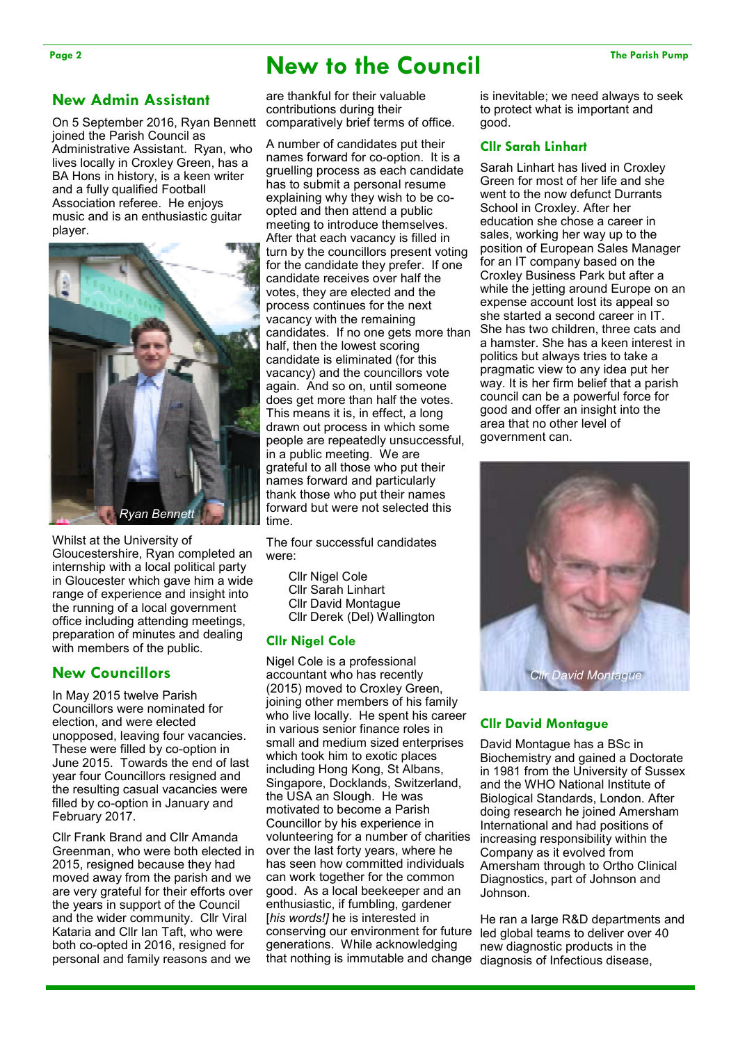# New to the Council

## New Admin Assistant

On 5 September 2016, Ryan Bennett joined the Parish Council as Administrative Assistant. Ryan, who lives locally in Croxley Green, has a BA Hons in history, is a keen writer and a fully qualified Football Association referee. He enjoys music and is an enthusiastic guitar player.

*Ryan Bennett*

Whilst at the University of Gloucestershire, Ryan completed an internship with a local political party in Gloucester which gave him a wide range of experience and insight into the running of a local government office including attending meetings, preparation of minutes and dealing with members of the public.

## New Councillors

In May 2015 twelve Parish Councillors were nominated for election, and were elected unopposed, leaving four vacancies. These were filled by co-option in June 2015. Towards the end of last year four Councillors resigned and the resulting casual vacancies were filled by co-option in January and February 2017.

Cllr Frank Brand and Cllr Amanda Greenman, who were both elected in 2015, resigned because they had moved away from the parish and we are very grateful for their efforts over the years in support of the Council and the wider community. Cllr Viral Kataria and Cllr Ian Taft, who were both co-opted in 2016, resigned for personal and family reasons and we are thankful for their valuable contributions during their comparatively brief terms of office.

A number of candidates put their names forward for co-option. It is a gruelling process as each candidate has to submit a personal resume explaining why they wish to be co-opted and then attend a public meeting to introduce themselves. After that each vacancy is filled in turn by the councillors present voting for the candidate they prefer. If one candidate receives over half the votes, they are elected and the process continues for the next vacancy with the remaining candidates. If no one gets more than half, then the lowest scoring candidate is eliminated (for this vacancy) and the councillors vote again. And so on, until someone does get more than half the votes. This means it is, in effect, a long drawn out process in which some people are repeatedly unsuccessful, in a public meeting. We are grateful to all those who put their names forward and particularly thank those who put their names forward but were not selected this time.

The four successful candidates were:

- Cllr Nigel Cole
- Cllr Sarah Linhart
- Cllr David Montague
- Cllr Derek (Del) Wallington

### Cllr Nigel Cole

Nigel Cole is a professional accountant who has recently (2015) moved to Croxley Green, joining other members of his family who live locally. He spent his career in various senior finance roles in small and medium sized enterprises which took him to exotic places including Hong Kong, St Albans, Singapore, Docklands, Switzerland, the USA an Slough. He was motivated to become a Parish Councillor by his experience in volunteering for a number of charities over the last forty years, where he has seen how committed individuals can work together for the common good. As a local beekeeper and an enthusiastic, if fumbling, gardener [*his words!]* he is interested in conserving our environment for future generations. While acknowledging that nothing is immutable and change is inevitable; we need always to seek to protect what is important and good.

### Cllr Sarah Linhart

Sarah Linhart has lived in Croxley Green for most of her life and she went to the now defunct Durrants School in Croxley. After her education she chose a career in sales, working her way up to the position of European Sales Manager for an IT company based on the Croxley Business Park but after a while the jetting around Europe on an expense account lost its appeal so she started a second career in IT. She has two children, three cats and a hamster. She has a keen interest in politics but always tries to take a pragmatic view to any idea put her way. It is her firm belief that a parish council can be a powerful force for good and offer an insight into the area that no other level of government can.

*Cllr David Montague*

### Cllr David Montague

David Montague has a BSc in Biochemistry and gained a Doctorate in 1981 from the University of Sussex and the WHO National Institute of Biological Standards, London. After doing research he joined Amersham International and had positions of increasing responsibility within the Company as it evolved from Amersham through to Ortho Clinical Diagnostics, part of Johnson and Johnson.

He ran a large R&D departments and led global teams to deliver over 40 new diagnostic products in the diagnosis of Infectious disease,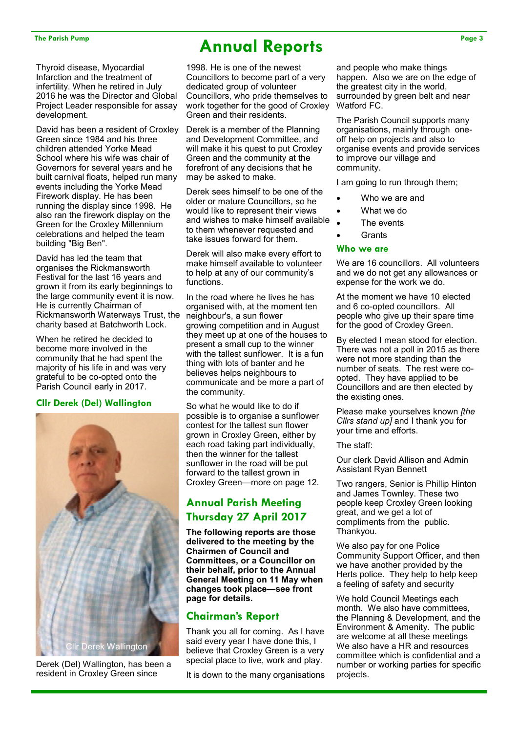# Annual Reports

Thyroid disease, Myocardial Infarction and the treatment of infertility. When he retired in July 2016 he was the Director and Global Project Leader responsible for assay development.

David has been a resident of Croxley Green since 1984 and his three children attended Yorke Mead School where his wife was chair of Governors for several years and he built carnival floats, helped run many events including the Yorke Mead Firework display. He has been running the display since 1998. He also ran the firework display on the Green for the Croxley Millennium celebrations and helped the team building "Big Ben".

David has led the team that organises the Rickmansworth Festival for the last 16 years and grown it from its early beginnings to the large community event it is now. He is currently Chairman of Rickmansworth Waterways Trust, the charity based at Batchworth Lock.

When he retired he decided to become more involved in the community that he had spent the majority of his life in and was very grateful to be co-opted onto the Parish Council early in 2017.

### Cllr Derek (Del) Wallington

Cllr Derek Wallington

Derek (Del) Wallington, has been a resident in Croxley Green since 1998. He is one of the newest Councillors to become part of a very dedicated group of volunteer Councillors, who pride themselves to work together for the good of Croxley Green and their residents.

Derek is a member of the Planning and Development Committee, and will make it his quest to put Croxley Green and the community at the forefront of any decisions that he may be asked to make.

Derek sees himself to be one of the older or mature Councillors, so he would like to represent their views and wishes to make himself available to them whenever requested and take issues forward for them.

Derek will also make every effort to make himself available to volunteer to help at any of our community's functions.

In the road where he lives he has organised with, at the moment ten neighbour's, a sun flower growing competition and in August they meet up at one of the houses to present a small cup to the winner with the tallest sunflower. It is a fun thing with lots of banter and he believes helps neighbours to communicate and be more a part of the community.

So what he would like to do if possible is to organise a sunflower contest for the tallest sun flower grown in Croxley Green, either by each road taking part individually, then the winner for the tallest sunflower in the road will be put forward to the tallest grown in Croxley Green—more on page 12.

## Annual Parish Meeting Thursday 27 April 2017

**The following reports are those delivered to the meeting by the Chairmen of Council and Committees, or a Councillor on their behalf, prior to the Annual General Meeting on 11 May when changes took place—see front page for details.**

### Chairman's Report

Thank you all for coming. As I have said every year I have done this, I believe that Croxley Green is a very special place to live, work and play.

It is down to the many organisations and people who make things happen. Also we are on the edge of the greatest city in the world, surrounded by green belt and near Watford FC.

The Parish Council supports many organisations, mainly through one-off help on projects and also to organise events and provide services to improve our village and community.

I am going to run through them;

- Who we are and
- What we do
- The events
- Grants

### Who we are

We are 16 councillors. All volunteers and we do not get any allowances or expense for the work we do.

At the moment we have 10 elected and 6 co-opted councillors. All people who give up their spare time for the good of Croxley Green.

By elected I mean stood for election. There was not a poll in 2015 as there were not more standing than the number of seats. The rest were co-opted. They have applied to be Councillors and are then elected by the existing ones.

Please make yourselves known *[the Cllrs stand up]* and I thank you for your time and efforts.

The staff:

Our clerk David Allison and Admin Assistant Ryan Bennett

Two rangers, Senior is Phillip Hinton and James Townley. These two people keep Croxley Green looking great, and we get a lot of compliments from the public. Thankyou.

We also pay for one Police Community Support Officer, and then we have another provided by the Herts police. They help to help keep a feeling of safety and security

We hold Council Meetings each month. We also have committees, the Planning & Development, and the Environment & Amenity. The public are welcome at all these meetings We also have a HR and resources committee which is confidential and a number or working parties for specific projects.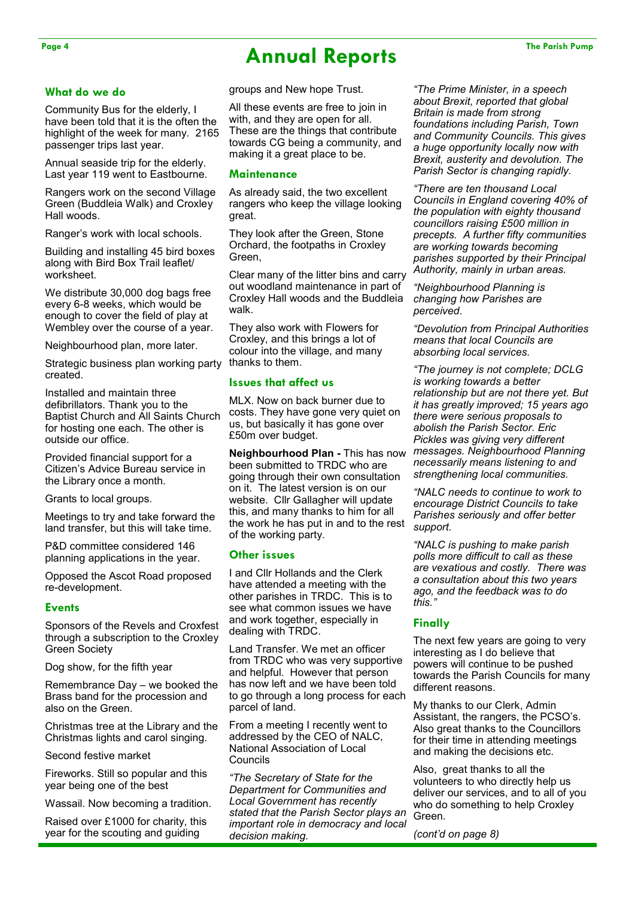# Annual Reports

## What do we do

Community Bus for the elderly, I have been told that it is the often the highlight of the week for many. 2165 passenger trips last year.

Annual seaside trip for the elderly. Last year 119 went to Eastbourne.

Rangers work on the second Village Green (Buddleia Walk) and Croxley Hall woods.

Ranger's work with local schools.

Building and installing 45 bird boxes along with Bird Box Trail leaflet/ worksheet.

We distribute 30,000 dog bags free every 6-8 weeks, which would be enough to cover the field of play at Wembley over the course of a year.

Neighbourhood plan, more later.

Strategic business plan working party created.

Installed and maintain three defibrillators. Thank you to the Baptist Church and All Saints Church for hosting one each. The other is outside our office.

Provided financial support for a Citizen's Advice Bureau service in the Library once a month.

Grants to local groups.

Meetings to try and take forward the land transfer, but this will take time.

P&D committee considered 146 planning applications in the year.

Opposed the Ascot Road proposed re-development.

## Events

Sponsors of the Revels and Croxfest through a subscription to the Croxley Green Society

Dog show, for the fifth year

Remembrance Day – we booked the Brass band for the procession and also on the Green.

Christmas tree at the Library and the Christmas lights and carol singing.

Second festive market

Fireworks. Still so popular and this year being one of the best

Wassail. Now becoming a tradition.

Raised over £1000 for charity, this year for the scouting and guiding groups and New hope Trust.

All these events are free to join in with, and they are open for all. These are the things that contribute towards CG being a community, and making it a great place to be.

## Maintenance

As already said, the two excellent rangers who keep the village looking great.

They look after the Green, Stone Orchard, the footpaths in Croxley Green,

Clear many of the litter bins and carry out woodland maintenance in part of Croxley Hall woods and the Buddleia walk.

They also work with Flowers for Croxley, and this brings a lot of colour into the village, and many thanks to them.

## Issues that affect us

MLX. Now on back burner due to costs. They have gone very quiet on us, but basically it has gone over £50m over budget.

**Neighbourhood Plan -** This has now been submitted to TRDC who are going through their own consultation on it. The latest version is on our website. Cllr Gallagher will update this, and many thanks to him for all the work he has put in and to the rest of the working party.

## Other issues

I and Cllr Hollands and the Clerk have attended a meeting with the other parishes in TRDC. This is to see what common issues we have and work together, especially in dealing with TRDC.

Land Transfer. We met an officer from TRDC who was very supportive and helpful. However that person has now left and we have been told to go through a long process for each parcel of land.

From a meeting I recently went to addressed by the CEO of NALC, National Association of Local Councils

*"The Secretary of State for the Department for Communities and Local Government has recently stated that the Parish Sector plays an important role in democracy and local decision making.*

*"The Prime Minister, in a speech about Brexit, reported that global Britain is made from strong foundations including Parish, Town and Community Councils. This gives a huge opportunity locally now with Brexit, austerity and devolution. The Parish Sector is changing rapidly.*

*"There are ten thousand Local Councils in England covering 40% of the population with eighty thousand councillors raising £500 million in precepts. A further fifty communities are working towards becoming parishes supported by their Principal Authority, mainly in urban areas.*

*"Neighbourhood Planning is changing how Parishes are perceived.*

*"Devolution from Principal Authorities means that local Councils are absorbing local services.*

*"The journey is not complete; DCLG is working towards a better relationship but are not there yet. But it has greatly improved; 15 years ago there were serious proposals to abolish the Parish Sector. Eric Pickles was giving very different messages. Neighbourhood Planning necessarily means listening to and strengthening local communities.*

*"NALC needs to continue to work to encourage District Councils to take Parishes seriously and offer better support.*

*"NALC is pushing to make parish polls more difficult to call as these are vexatious and costly. There was a consultation about this two years ago, and the feedback was to do this."*

## Finally

The next few years are going to very interesting as I do believe that powers will continue to be pushed towards the Parish Councils for many different reasons.

My thanks to our Clerk, Admin Assistant, the rangers, the PCSO's. Also great thanks to the Councillors for their time in attending meetings and making the decisions etc.

Also, great thanks to all the volunteers to who directly help us deliver our services, and to all of you who do something to help Croxley Green.

*(cont'd on page 8)*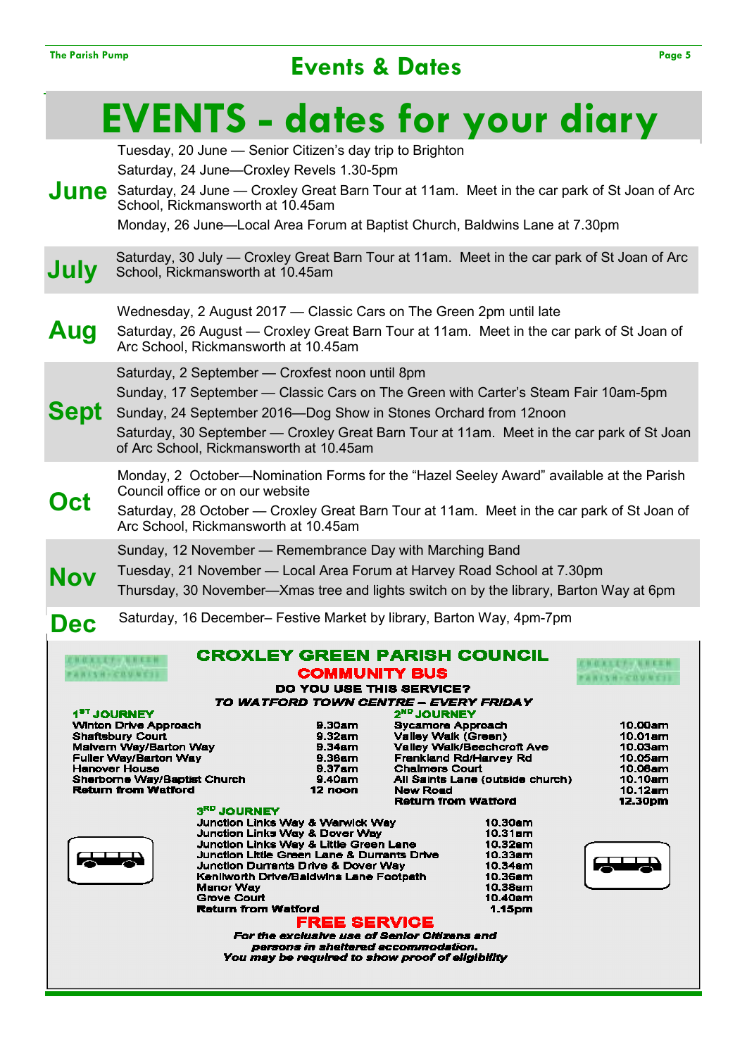# Events & Dates

# EVENTS - dates for your diary

## June

Tuesday, 20 June — Senior Citizen's day trip to Brighton

Saturday, 24 June—Croxley Revels 1.30-5pm

Saturday, 24 June — Croxley Great Barn Tour at 11am. Meet in the car park of St Joan of Arc School, Rickmansworth at 10.45am

Monday, 26 June—Local Area Forum at Baptist Church, Baldwins Lane at 7.30pm

## July

Saturday, 30 July — Croxley Great Barn Tour at 11am. Meet in the car park of St Joan of Arc School, Rickmansworth at 10.45am

## Aug

Wednesday, 2 August 2017 — Classic Cars on The Green 2pm until late

Saturday, 26 August — Croxley Great Barn Tour at 11am. Meet in the car park of St Joan of Arc School, Rickmansworth at 10.45am

## Sept

Saturday, 2 September — Croxfest noon until 8pm

Sunday, 17 September — Classic Cars on The Green with Carter's Steam Fair 10am-5pm

Sunday, 24 September 2016—Dog Show in Stones Orchard from 12noon

Saturday, 30 September — Croxley Great Barn Tour at 11am. Meet in the car park of St Joan of Arc School, Rickmansworth at 10.45am

## Oct

Monday, 2 October—Nomination Forms for the "Hazel Seeley Award" available at the Parish Council office or on our website

Saturday, 28 October — Croxley Great Barn Tour at 11am. Meet in the car park of St Joan of Arc School, Rickmansworth at 10.45am

## Nov

Sunday, 12 November — Remembrance Day with Marching Band

Tuesday, 21 November — Local Area Forum at Harvey Road School at 7.30pm

Thursday, 30 November—Xmas tree and lights switch on by the library, Barton Way at 6pm

## Dec

Saturday, 16 December– Festive Market by library, Barton Way, 4pm-7pm

---

## CROXLEY GREEN PARISH COUNCIL

### COMMUNITY BUS

**DO YOU USE THIS SERVICE?**

***TO WATFORD TOWN CENTRE – EVERY FRIDAY***

**1ST JOURNEY**

| Stop | Time |
|---|---|
| Winton Drive Approach | 9.30am |
| Shaftsbury Court | 9.32am |
| Malvern Way/Barton Way | 9.34am |
| Fuller Way/Barton Way | 9.36am |
| Hanover House | 9.37am |
| Sherborne Way/Baptist Church | 9.40am |
| Return from Watford | 12 noon |

**2ND JOURNEY**

| Stop | Time |
|---|---|
| Sycamore Approach | 10.00am |
| Valley Walk (Green) | 10.01am |
| Valley Walk/Beechcroft Ave | 10.03am |
| Frankland Rd/Harvey Rd | 10.05am |
| Chalmers Court | 10.06am |
| All Saints Lane (outside church) | 10.10am |
| New Road | 10.12am |
| Return from Watford | 12.30pm |

**3RD JOURNEY**

| Stop | Time |
|---|---|
| Junction Links Way & Warwick Way | 10.30am |
| Junction Links Way & Dover Way | 10.31am |
| Junction Links Way & Little Green Lane | 10.32am |
| Junction Little Green Lane & Durrants Drive | 10.33am |
| Junction Durrants Drive & Dover Way | 10.34am |
| Kenilworth Drive/Baldwins Lane Footpath | 10.36am |
| Manor Way | 10.38am |
| Grove Court | 10.40am |
| Return from Watford | 1.15pm |

**FREE SERVICE**

***For the exclusive use of Senior Citizens and persons in sheltered accommodation. You may be required to show proof of eligibility***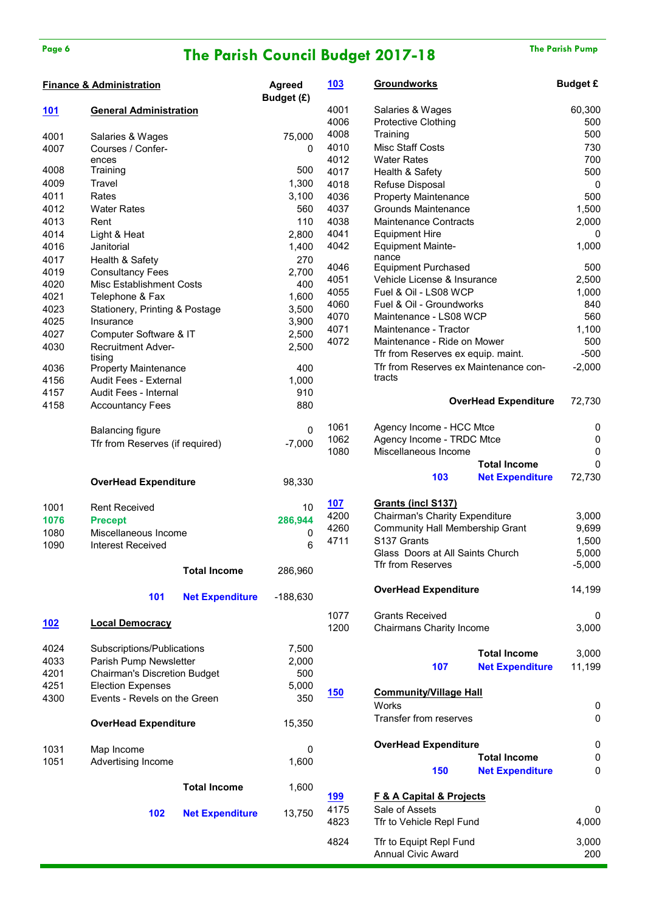# The Parish Council Budget 2017-18

## Finance & Administration

| Code | Item | Agreed Budget (£) |
|---|---|---|
| **101** | **General Administration** | |
| 4001 | Salaries & Wages | 75,000 |
| 4007 | Courses / Conferences | 0 |
| 4008 | Training | 500 |
| 4009 | Travel | 1,300 |
| 4011 | Rates | 3,100 |
| 4012 | Water Rates | 560 |
| 4013 | Rent | 110 |
| 4014 | Light & Heat | 2,800 |
| 4016 | Janitorial | 1,400 |
| 4017 | Health & Safety | 270 |
| 4019 | Consultancy Fees | 2,700 |
| 4020 | Misc Establishment Costs | 400 |
| 4021 | Telephone & Fax | 1,600 |
| 4023 | Stationery, Printing & Postage | 3,500 |
| 4025 | Insurance | 3,900 |
| 4027 | Computer Software & IT | 2,500 |
| 4030 | Recruitment Advertising | 2,500 |
| 4036 | Property Maintenance | 400 |
| 4156 | Audit Fees - External | 1,000 |
| 4157 | Audit Fees - Internal | 910 |
| 4158 | Accountancy Fees | 880 |
| | Balancing figure | 0 |
| | Tfr from Reserves (if required) | -7,000 |
| | **OverHead Expenditure** | 98,330 |
| 1001 | Rent Received | 10 |
| **1076** | **Precept** | **286,944** |
| 1080 | Miscellaneous Income | 0 |
| 1090 | Interest Received | 6 |
| | **Total Income** | 286,960 |
| **101** | **Net Expenditure** | -188,630 |
| **102** | **Local Democracy** | |
| 4024 | Subscriptions/Publications | 7,500 |
| 4033 | Parish Pump Newsletter | 2,000 |
| 4201 | Chairman's Discretion Budget | 500 |
| 4251 | Election Expenses | 5,000 |
| 4300 | Events - Revels on the Green | 350 |
| | **OverHead Expenditure** | 15,350 |
| 1031 | Map Income | 0 |
| 1051 | Advertising Income | 1,600 |
| | **Total Income** | 1,600 |
| **102** | **Net Expenditure** | 13,750 |

| Code | Item | Budget £ |
|---|---|---|
| **103** | **Groundworks** | |
| 4001 | Salaries & Wages | 60,300 |
| 4006 | Protective Clothing | 500 |
| 4008 | Training | 500 |
| 4010 | Misc Staff Costs | 730 |
| 4012 | Water Rates | 700 |
| 4017 | Health & Safety | 500 |
| 4018 | Refuse Disposal | 0 |
| 4036 | Property Maintenance | 500 |
| 4037 | Grounds Maintenance | 1,500 |
| 4038 | Maintenance Contracts | 2,000 |
| 4041 | Equipment Hire | 0 |
| 4042 | Equipment Maintenance | 1,000 |
| 4046 | Equipment Purchased | 500 |
| 4051 | Vehicle License & Insurance | 2,500 |
| 4055 | Fuel & Oil - LS08 WCP | 1,000 |
| 4060 | Fuel & Oil - Groundworks | 840 |
| 4070 | Maintenance - LS08 WCP | 560 |
| 4071 | Maintenance - Tractor | 1,100 |
| 4072 | Maintenance - Ride on Mower | 500 |
| | Tfr from Reserves ex equip. maint. | -500 |
| | Tfr from Reserves ex Maintenance contracts | -2,000 |
| | **OverHead Expenditure** | 72,730 |
| 1061 | Agency Income - HCC Mtce | 0 |
| 1062 | Agency Income - TRDC Mtce | 0 |
| 1080 | Miscellaneous Income | 0 |
| | **Total Income** | 0 |
| **103** | **Net Expenditure** | 72,730 |
| **107** | **Grants (incl S137)** | |
| 4200 | Chairman's Charity Expenditure | 3,000 |
| 4260 | Community Hall Membership Grant | 9,699 |
| 4711 | S137 Grants | 1,500 |
| | Glass Doors at All Saints Church | 5,000 |
| | Tfr from Reserves | -5,000 |
| | **OverHead Expenditure** | 14,199 |
| 1077 | Grants Received | 0 |
| 1200 | Chairmans Charity Income | 3,000 |
| | **Total Income** | 3,000 |
| **107** | **Net Expenditure** | 11,199 |
| **150** | **Community/Village Hall** | |
| | Works | 0 |
| | Transfer from reserves | 0 |
| | **OverHead Expenditure** | 0 |
| | **Total Income** | 0 |
| **150** | **Net Expenditure** | 0 |
| **199** | **F & A Capital & Projects** | |
| 4175 | Sale of Assets | 0 |
| 4823 | Tfr to Vehicle Repl Fund | 4,000 |
| 4824 | Tfr to Equipt Repl Fund | 3,000 |
| | Annual Civic Award | 200 |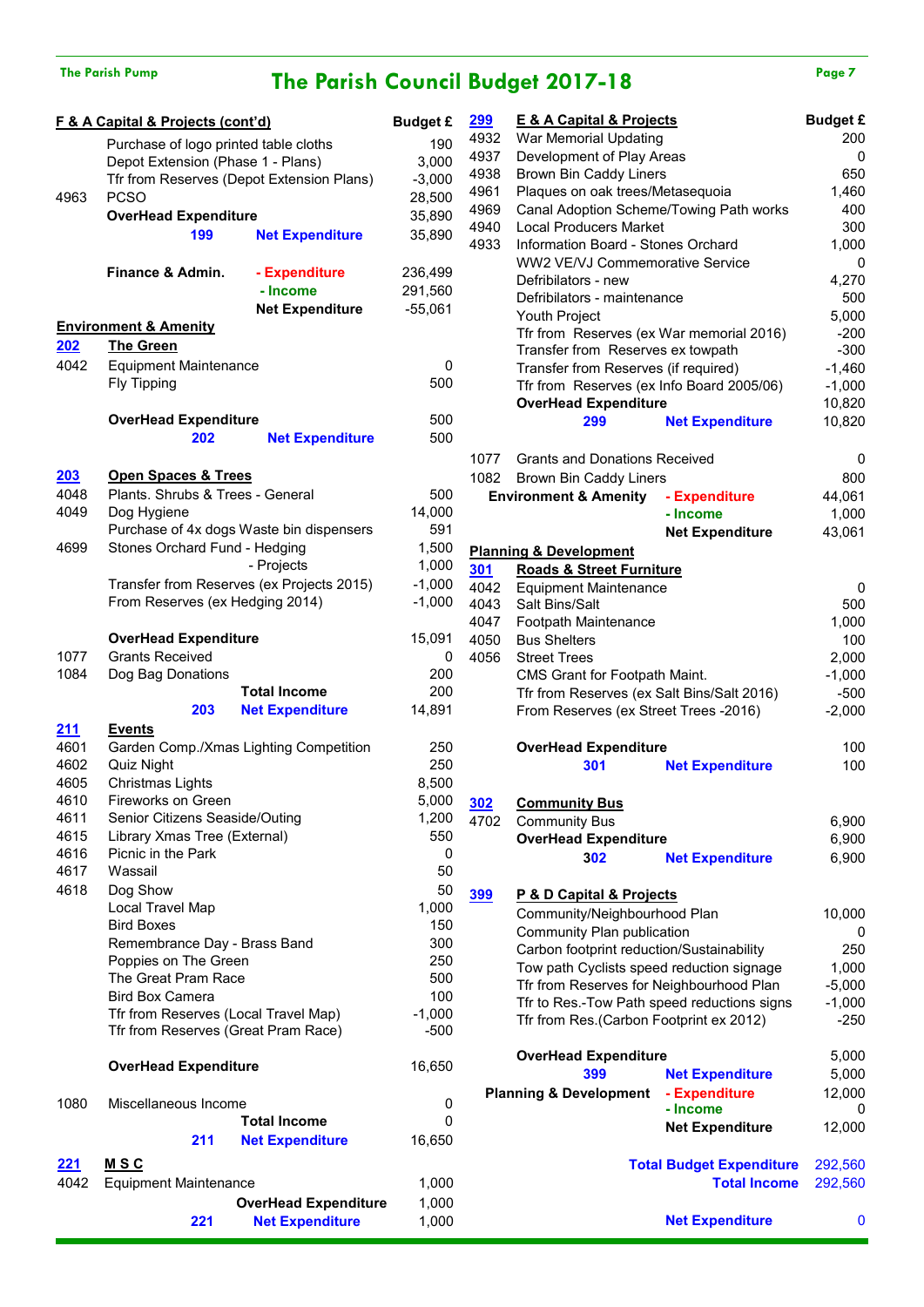# The Parish Council Budget 2017-18

| Code | Item | Budget £ |
|---|---|---|
| | **F & A Capital & Projects (cont'd)** | |
| | Purchase of logo printed table cloths | 190 |
| | Depot Extension (Phase 1 - Plans) | 3,000 |
| | Tfr from Reserves (Depot Extension Plans) | -3,000 |
| 4963 | PCSO | 28,500 |
| | **OverHead Expenditure** | 35,890 |
| 199 | **Net Expenditure** | 35,890 |
| | | |
| | **Finance & Admin. - Expenditure** | 236,499 |
| | **- Income** | 291,560 |
| | **Net Expenditure** | -55,061 |
| | **Environment & Amenity** | |
| 202 | **The Green** | |
| 4042 | Equipment Maintenance | 0 |
| | Fly Tipping | 500 |
| | **OverHead Expenditure** | 500 |
| 202 | **Net Expenditure** | 500 |
| | | |
| 203 | **Open Spaces & Trees** | |
| 4048 | Plants. Shrubs & Trees - General | 500 |
| 4049 | Dog Hygiene | 14,000 |
| | Purchase of 4x dogs Waste bin dispensers | 591 |
| 4699 | Stones Orchard Fund - Hedging | 1,500 |
| | - Projects | 1,000 |
| | Transfer from Reserves (ex Projects 2015) | -1,000 |
| | From Reserves (ex Hedging 2014) | -1,000 |
| | **OverHead Expenditure** | 15,091 |
| 1077 | Grants Received | 0 |
| 1084 | Dog Bag Donations | 200 |
| | **Total Income** | 200 |
| 203 | **Net Expenditure** | 14,891 |
| 211 | **Events** | |
| 4601 | Garden Comp./Xmas Lighting Competition | 250 |
| 4602 | Quiz Night | 250 |
| 4605 | Christmas Lights | 8,500 |
| 4610 | Fireworks on Green | 5,000 |
| 4611 | Senior Citizens Seaside/Outing | 1,200 |
| 4615 | Library Xmas Tree (External) | 550 |
| 4616 | Picnic in the Park | 0 |
| 4617 | Wassail | 50 |
| 4618 | Dog Show | 50 |
| | Local Travel Map | 1,000 |
| | Bird Boxes | 150 |
| | Remembrance Day - Brass Band | 300 |
| | Poppies on The Green | 250 |
| | The Great Pram Race | 500 |
| | Bird Box Camera | 100 |
| | Tfr from Reserves (Local Travel Map) | -1,000 |
| | Tfr from Reserves (Great Pram Race) | -500 |
| | **OverHead Expenditure** | 16,650 |
| 1080 | Miscellaneous Income | 0 |
| | **Total Income** | 0 |
| 211 | **Net Expenditure** | 16,650 |
| 221 | **M S C** | |
| 4042 | Equipment Maintenance | 1,000 |
| | **OverHead Expenditure** | 1,000 |
| 221 | **Net Expenditure** | 1,000 |
| 299 | **E & A Capital & Projects** | |
| 4932 | War Memorial Updating | 200 |
| 4937 | Development of Play Areas | 0 |
| 4938 | Brown Bin Caddy Liners | 650 |
| 4961 | Plaques on oak trees/Metasequoia | 1,460 |
| 4969 | Canal Adoption Scheme/Towing Path works | 400 |
| 4940 | Local Producers Market | 300 |
| 4933 | Information Board - Stones Orchard | 1,000 |
| | WW2 VE/VJ Commemorative Service | 0 |
| | Defibrilators - new | 4,270 |
| | Defibrilators - maintenance | 500 |
| | Youth Project | 5,000 |
| | Tfr from Reserves (ex War memorial 2016) | -200 |
| | Transfer from Reserves ex towpath | -300 |
| | Transfer from Reserves (if required) | -1,460 |
| | Tfr from Reserves (ex Info Board 2005/06) | -1,000 |
| | **OverHead Expenditure** | 10,820 |
| 299 | **Net Expenditure** | 10,820 |
| | | |
| 1077 | Grants and Donations Received | 0 |
| 1082 | Brown Bin Caddy Liners | 800 |
| | **Environment & Amenity - Expenditure** | 44,061 |
| | **- Income** | 1,000 |
| | **Net Expenditure** | 43,061 |
| | **Planning & Development** | |
| 301 | **Roads & Street Furniture** | |
| 4042 | Equipment Maintenance | 0 |
| 4043 | Salt Bins/Salt | 500 |
| 4047 | Footpath Maintenance | 1,000 |
| 4050 | Bus Shelters | 100 |
| 4056 | Street Trees | 2,000 |
| | CMS Grant for Footpath Maint. | -1,000 |
| | Tfr from Reserves (ex Salt Bins/Salt 2016) | -500 |
| | From Reserves (ex Street Trees -2016) | -2,000 |
| | **OverHead Expenditure** | 100 |
| 301 | **Net Expenditure** | 100 |
| | | |
| 302 | **Community Bus** | |
| 4702 | Community Bus | 6,900 |
| | **OverHead Expenditure** | 6,900 |
| 302 | **Net Expenditure** | 6,900 |
| | | |
| 399 | **P & D Capital & Projects** | |
| | Community/Neighbourhood Plan | 10,000 |
| | Community Plan publication | 0 |
| | Carbon footprint reduction/Sustainability | 250 |
| | Tow path Cyclists speed reduction signage | 1,000 |
| | Tfr from Reserves for Neighbourhood Plan | -5,000 |
| | Tfr to Res.-Tow Path speed reductions signs | -1,000 |
| | Tfr from Res.(Carbon Footprint ex 2012) | -250 |
| | **OverHead Expenditure** | 5,000 |
| 399 | **Net Expenditure** | 5,000 |
| | **Planning & Development - Expenditure** | 12,000 |
| | **- Income** | 0 |
| | **Net Expenditure** | 12,000 |
| | | |
| | **Total Budget Expenditure** | 292,560 |
| | **Total Income** | 292,560 |
| | | |
| | **Net Expenditure** | 0 |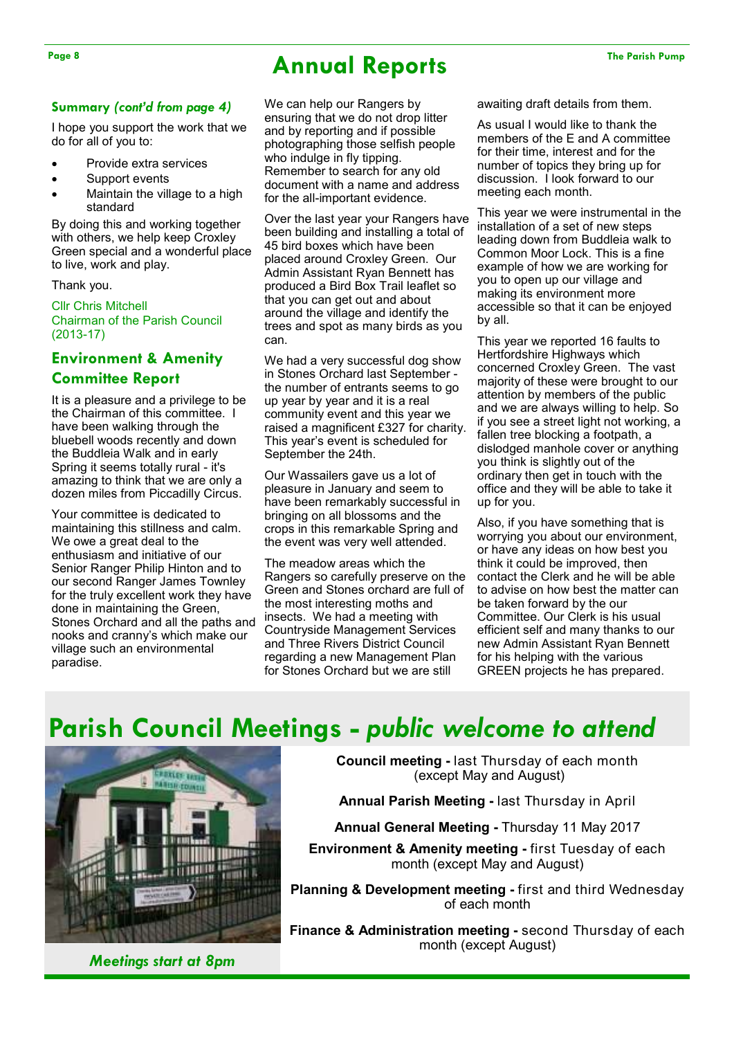# Annual Reports

### *Summary (cont'd from page 4)*

I hope you support the work that we do for all of you to:

- Provide extra services
- Support events
- Maintain the village to a high standard

By doing this and working together with others, we help keep Croxley Green special and a wonderful place to live, work and play.

Thank you.

Cllr Chris Mitchell
Chairman of the Parish Council (2013-17)

## Environment & Amenity Committee Report

It is a pleasure and a privilege to be the Chairman of this committee. I have been walking through the bluebell woods recently and down the Buddleia Walk and in early Spring it seems totally rural - it's amazing to think that we are only a dozen miles from Piccadilly Circus.

Your committee is dedicated to maintaining this stillness and calm. We owe a great deal to the enthusiasm and initiative of our Senior Ranger Philip Hinton and to our second Ranger James Townley for the truly excellent work they have done in maintaining the Green, Stones Orchard and all the paths and nooks and cranny's which make our village such an environmental paradise.

We can help our Rangers by ensuring that we do not drop litter and by reporting and if possible photographing those selfish people who indulge in fly tipping. Remember to search for any old document with a name and address for the all-important evidence.

Over the last year your Rangers have been building and installing a total of 45 bird boxes which have been placed around Croxley Green. Our Admin Assistant Ryan Bennett has produced a Bird Box Trail leaflet so that you can get out and about around the village and identify the trees and spot as many birds as you can.

We had a very successful dog show in Stones Orchard last September - the number of entrants seems to go up year by year and it is a real community event and this year we raised a magnificent £327 for charity. This year's event is scheduled for September the 24th.

Our Wassailers gave us a lot of pleasure in January and seem to have been remarkably successful in bringing on all blossoms and the crops in this remarkable Spring and the event was very well attended.

The meadow areas which the Rangers so carefully preserve on the Green and Stones orchard are full of the most interesting moths and insects. We had a meeting with Countryside Management Services and Three Rivers District Council regarding a new Management Plan for Stones Orchard but we are still awaiting draft details from them.

As usual I would like to thank the members of the E and A committee for their time, interest and for the number of topics they bring up for discussion. I look forward to our meeting each month.

This year we were instrumental in the installation of a set of new steps leading down from Buddleia walk to Common Moor Lock. This is a fine example of how we are working for you to open up our village and making its environment more accessible so that it can be enjoyed by all.

This year we reported 16 faults to Hertfordshire Highways which concerned Croxley Green. The vast majority of these were brought to our attention by members of the public and we are always willing to help. So if you see a street light not working, a fallen tree blocking a footpath, a dislodged manhole cover or anything you think is slightly out of the ordinary then get in touch with the office and they will be able to take it up for you.

Also, if you have something that is worrying you about our environment, or have any ideas on how best you think it could be improved, then contact the Clerk and he will be able to advise on how best the matter can be taken forward by the our Committee. Our Clerk is his usual efficient self and many thanks to our new Admin Assistant Ryan Bennett for his helping with the various GREEN projects he has prepared.

# Parish Council Meetings - *public welcome to attend*

**Council meeting -** last Thursday of each month (except May and August)

**Annual Parish Meeting -** last Thursday in April

**Annual General Meeting -** Thursday 11 May 2017

**Environment & Amenity meeting -** first Tuesday of each month (except May and August)

**Planning & Development meeting -** first and third Wednesday of each month

**Finance & Administration meeting -** second Thursday of each month (except August)

*Meetings start at 8pm*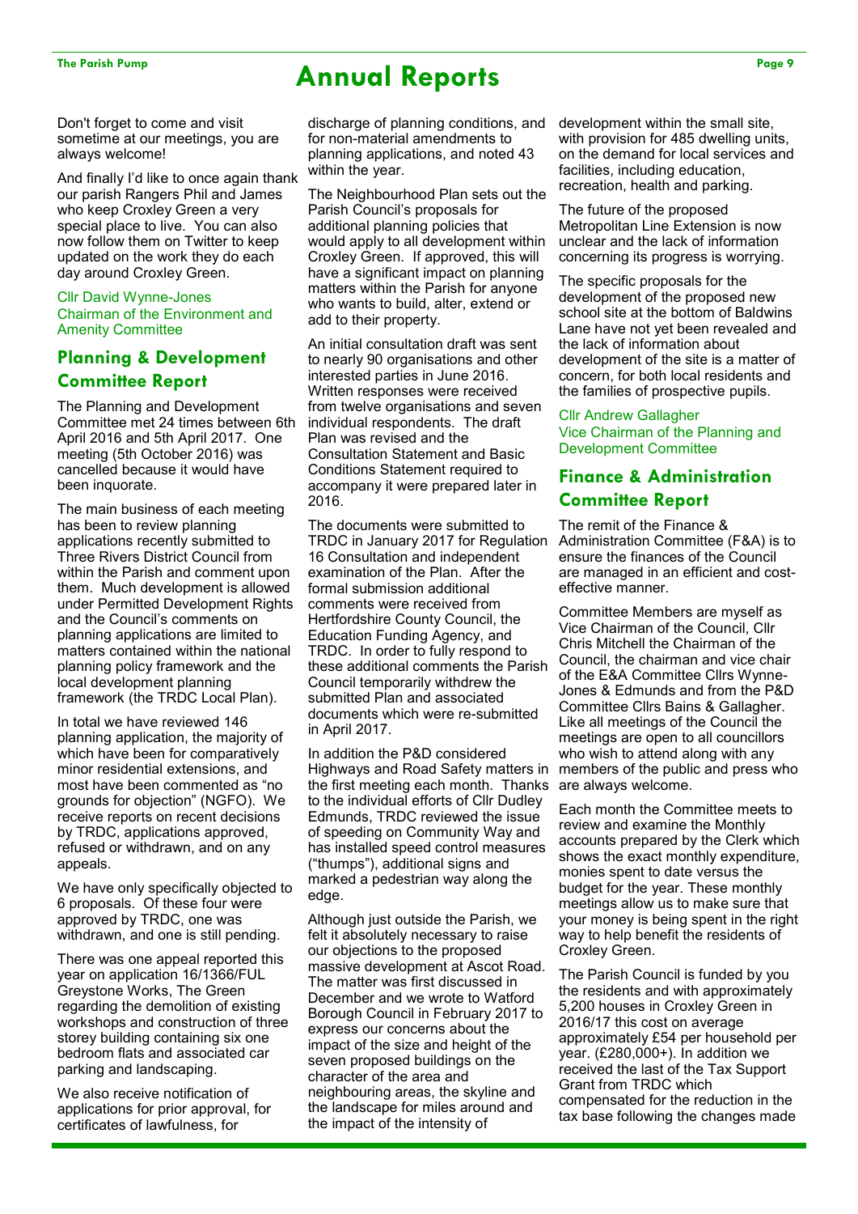# Annual Reports

Don't forget to come and visit sometime at our meetings, you are always welcome!

And finally I'd like to once again thank our parish Rangers Phil and James who keep Croxley Green a very special place to live. You can also now follow them on Twitter to keep updated on the work they do each day around Croxley Green.

Cllr David Wynne-Jones
Chairman of the Environment and Amenity Committee

## Planning & Development Committee Report

The Planning and Development Committee met 24 times between 6th April 2016 and 5th April 2017. One meeting (5th October 2016) was cancelled because it would have been inquorate.

The main business of each meeting has been to review planning applications recently submitted to Three Rivers District Council from within the Parish and comment upon them. Much development is allowed under Permitted Development Rights and the Council's comments on planning applications are limited to matters contained within the national planning policy framework and the local development planning framework (the TRDC Local Plan).

In total we have reviewed 146 planning application, the majority of which have been for comparatively minor residential extensions, and most have been commented as "no grounds for objection" (NGFO). We receive reports on recent decisions by TRDC, applications approved, refused or withdrawn, and on any appeals.

We have only specifically objected to 6 proposals. Of these four were approved by TRDC, one was withdrawn, and one is still pending.

There was one appeal reported this year on application 16/1366/FUL Greystone Works, The Green regarding the demolition of existing workshops and construction of three storey building containing six one bedroom flats and associated car parking and landscaping.

We also receive notification of applications for prior approval, for certificates of lawfulness, for discharge of planning conditions, and for non-material amendments to planning applications, and noted 43 within the year.

The Neighbourhood Plan sets out the Parish Council's proposals for additional planning policies that would apply to all development within Croxley Green. If approved, this will have a significant impact on planning matters within the Parish for anyone who wants to build, alter, extend or add to their property.

An initial consultation draft was sent to nearly 90 organisations and other interested parties in June 2016. Written responses were received from twelve organisations and seven individual respondents. The draft Plan was revised and the Consultation Statement and Basic Conditions Statement required to accompany it were prepared later in 2016.

The documents were submitted to TRDC in January 2017 for Regulation 16 Consultation and independent examination of the Plan. After the formal submission additional comments were received from Hertfordshire County Council, the Education Funding Agency, and TRDC. In order to fully respond to these additional comments the Parish Council temporarily withdrew the submitted Plan and associated documents which were re-submitted in April 2017.

In addition the P&D considered Highways and Road Safety matters in the first meeting each month. Thanks to the individual efforts of Cllr Dudley Edmunds, TRDC reviewed the issue of speeding on Community Way and has installed speed control measures ("thumps"), additional signs and marked a pedestrian way along the edge.

Although just outside the Parish, we felt it absolutely necessary to raise our objections to the proposed massive development at Ascot Road. The matter was first discussed in December and we wrote to Watford Borough Council in February 2017 to express our concerns about the impact of the size and height of the seven proposed buildings on the character of the area and neighbouring areas, the skyline and the landscape for miles around and the impact of the intensity of development within the small site, with provision for 485 dwelling units, on the demand for local services and facilities, including education, recreation, health and parking.

The future of the proposed Metropolitan Line Extension is now unclear and the lack of information concerning its progress is worrying.

The specific proposals for the development of the proposed new school site at the bottom of Baldwins Lane have not yet been revealed and the lack of information about development of the site is a matter of concern, for both local residents and the families of prospective pupils.

Cllr Andrew Gallagher
Vice Chairman of the Planning and Development Committee

## Finance & Administration Committee Report

The remit of the Finance & Administration Committee (F&A) is to ensure the finances of the Council are managed in an efficient and cost-effective manner.

Committee Members are myself as Vice Chairman of the Council, Cllr Chris Mitchell the Chairman of the Council, the chairman and vice chair of the E&A Committee Cllrs Wynne-Jones & Edmunds and from the P&D Committee Cllrs Bains & Gallagher. Like all meetings of the Council the meetings are open to all councillors who wish to attend along with any members of the public and press who are always welcome.

Each month the Committee meets to review and examine the Monthly accounts prepared by the Clerk which shows the exact monthly expenditure, monies spent to date versus the budget for the year. These monthly meetings allow us to make sure that your money is being spent in the right way to help benefit the residents of Croxley Green.

The Parish Council is funded by you the residents and with approximately 5,200 houses in Croxley Green in 2016/17 this cost on average approximately £54 per household per year. (£280,000+). In addition we received the last of the Tax Support Grant from TRDC which compensated for the reduction in the tax base following the changes made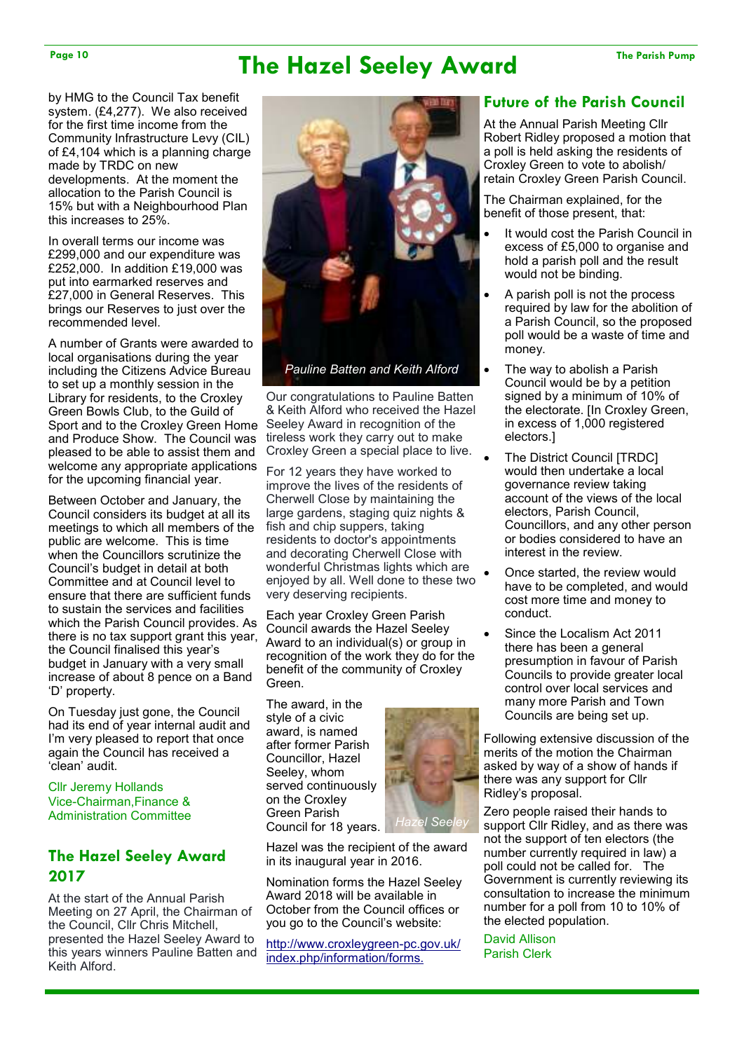# The Hazel Seeley Award

by HMG to the Council Tax benefit system. (£4,277). We also received for the first time income from the Community Infrastructure Levy (CIL) of £4,104 which is a planning charge made by TRDC on new developments. At the moment the allocation to the Parish Council is 15% but with a Neighbourhood Plan this increases to 25%.

In overall terms our income was £299,000 and our expenditure was £252,000. In addition £19,000 was put into earmarked reserves and £27,000 in General Reserves. This brings our Reserves to just over the recommended level.

A number of Grants were awarded to local organisations during the year including the Citizens Advice Bureau to set up a monthly session in the Library for residents, to the Croxley Green Bowls Club, to the Guild of Sport and to the Croxley Green Home and Produce Show. The Council was pleased to be able to assist them and welcome any appropriate applications for the upcoming financial year.

Between October and January, the Council considers its budget at all its meetings to which all members of the public are welcome. This is time when the Councillors scrutinize the Council's budget in detail at both Committee and at Council level to ensure that there are sufficient funds to sustain the services and facilities which the Parish Council provides. As there is no tax support grant this year, the Council finalised this year's budget in January with a very small increase of about 8 pence on a Band 'D' property.

On Tuesday just gone, the Council had its end of year internal audit and I'm very pleased to report that once again the Council has received a 'clean' audit.

Cllr Jeremy Hollands
Vice-Chairman,Finance & Administration Committee

## The Hazel Seeley Award 2017

At the start of the Annual Parish Meeting on 27 April, the Chairman of the Council, Cllr Chris Mitchell, presented the Hazel Seeley Award to this years winners Pauline Batten and Keith Alford.

*Pauline Batten and Keith Alford*

Our congratulations to Pauline Batten & Keith Alford who received the Hazel Seeley Award in recognition of the tireless work they carry out to make Croxley Green a special place to live.

For 12 years they have worked to improve the lives of the residents of Cherwell Close by maintaining the large gardens, staging quiz nights & fish and chip suppers, taking residents to doctor's appointments and decorating Cherwell Close with wonderful Christmas lights which are enjoyed by all. Well done to these two very deserving recipients.

Each year Croxley Green Parish Council awards the Hazel Seeley Award to an individual(s) or group in recognition of the work they do for the benefit of the community of Croxley Green.

The award, in the style of a civic award, is named after former Parish Councillor, Hazel Seeley, whom served continuously on the Croxley Green Parish Council for 18 years.

*Hazel Seeley*

Hazel was the recipient of the award in its inaugural year in 2016.

Nomination forms the Hazel Seeley Award 2018 will be available in October from the Council offices or you go to the Council's website:

http://www.croxleygreen-pc.gov.uk/index.php/information/forms.

## Future of the Parish Council

At the Annual Parish Meeting Cllr Robert Ridley proposed a motion that a poll is held asking the residents of Croxley Green to vote to abolish/retain Croxley Green Parish Council.

The Chairman explained, for the benefit of those present, that:

- It would cost the Parish Council in excess of £5,000 to organise and hold a parish poll and the result would not be binding.
- A parish poll is not the process required by law for the abolition of a Parish Council, so the proposed poll would be a waste of time and money.
- The way to abolish a Parish Council would be by a petition signed by a minimum of 10% of the electorate. [In Croxley Green, in excess of 1,000 registered electors.]
- The District Council [TRDC] would then undertake a local governance review taking account of the views of the local electors, Parish Council, Councillors, and any other person or bodies considered to have an interest in the review.
- Once started, the review would have to be completed, and would cost more time and money to conduct.
- Since the Localism Act 2011 there has been a general presumption in favour of Parish Councils to provide greater local control over local services and many more Parish and Town Councils are being set up.

Following extensive discussion of the merits of the motion the Chairman asked by way of a show of hands if there was any support for Cllr Ridley's proposal.

Zero people raised their hands to support Cllr Ridley, and as there was not the support of ten electors (the number currently required in law) a poll could not be called for. The Government is currently reviewing its consultation to increase the minimum number for a poll from 10 to 10% of the elected population.

David Allison
Parish Clerk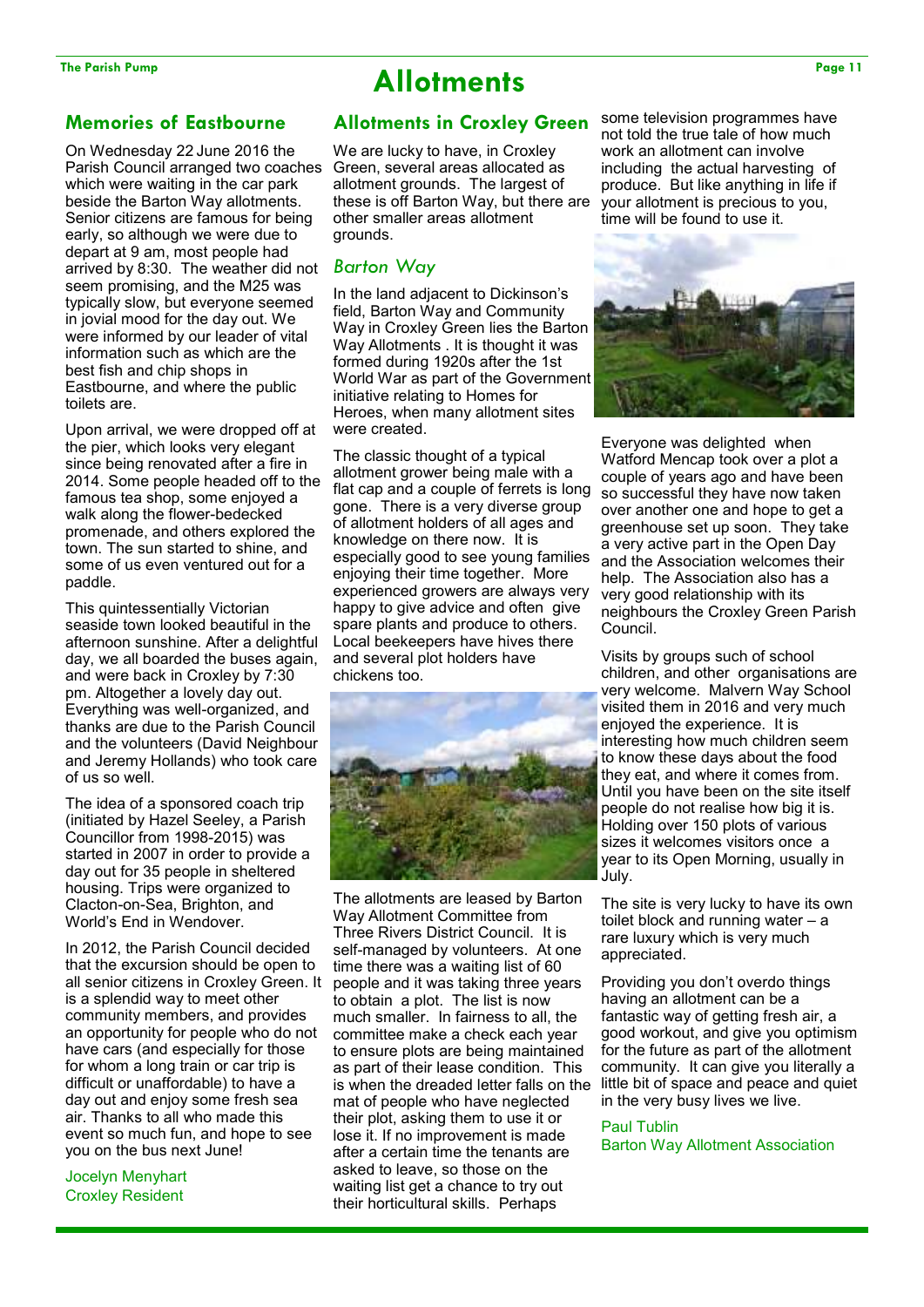# Allotments

## Memories of Eastbourne

On Wednesday 22 June 2016 the Parish Council arranged two coaches which were waiting in the car park beside the Barton Way allotments. Senior citizens are famous for being early, so although we were due to depart at 9 am, most people had arrived by 8:30. The weather did not seem promising, and the M25 was typically slow, but everyone seemed in jovial mood for the day out. We were informed by our leader of vital information such as which are the best fish and chip shops in Eastbourne, and where the public toilets are.

Upon arrival, we were dropped off at the pier, which looks very elegant since being renovated after a fire in 2014. Some people headed off to the famous tea shop, some enjoyed a walk along the flower-bedecked promenade, and others explored the town. The sun started to shine, and some of us even ventured out for a paddle.

This quintessentially Victorian seaside town looked beautiful in the afternoon sunshine. After a delightful day, we all boarded the buses again, and were back in Croxley by 7:30 pm. Altogether a lovely day out. Everything was well-organized, and thanks are due to the Parish Council and the volunteers (David Neighbour and Jeremy Hollands) who took care of us so well.

The idea of a sponsored coach trip (initiated by Hazel Seeley, a Parish Councillor from 1998-2015) was started in 2007 in order to provide a day out for 35 people in sheltered housing. Trips were organized to Clacton-on-Sea, Brighton, and World's End in Wendover.

In 2012, the Parish Council decided that the excursion should be open to all senior citizens in Croxley Green. It is a splendid way to meet other community members, and provides an opportunity for people who do not have cars (and especially for those for whom a long train or car trip is difficult or unaffordable) to have a day out and enjoy some fresh sea air. Thanks to all who made this event so much fun, and hope to see you on the bus next June!

Jocelyn Menyhart
Croxley Resident

## Allotments in Croxley Green

We are lucky to have, in Croxley Green, several areas allocated as allotment grounds. The largest of these is off Barton Way, but there are other smaller areas allotment grounds.

### *Barton Way*

In the land adjacent to Dickinson's field, Barton Way and Community Way in Croxley Green lies the Barton Way Allotments . It is thought it was formed during 1920s after the 1st World War as part of the Government initiative relating to Homes for Heroes, when many allotment sites were created.

The classic thought of a typical allotment grower being male with a flat cap and a couple of ferrets is long gone. There is a very diverse group of allotment holders of all ages and knowledge on there now. It is especially good to see young families enjoying their time together. More experienced growers are always very happy to give advice and often give spare plants and produce to others. Local beekeepers have hives there and several plot holders have chickens too.

The allotments are leased by Barton Way Allotment Committee from Three Rivers District Council. It is self-managed by volunteers. At one time there was a waiting list of 60 people and it was taking three years to obtain a plot. The list is now much smaller. In fairness to all, the committee make a check each year to ensure plots are being maintained as part of their lease condition. This is when the dreaded letter falls on the mat of people who have neglected their plot, asking them to use it or lose it. If no improvement is made after a certain time the tenants are asked to leave, so those on the waiting list get a chance to try out their horticultural skills. Perhaps some television programmes have not told the true tale of how much work an allotment can involve including the actual harvesting of produce. But like anything in life if your allotment is precious to you, time will be found to use it.

Everyone was delighted when Watford Mencap took over a plot a couple of years ago and have been so successful they have now taken over another one and hope to get a greenhouse set up soon. They take a very active part in the Open Day and the Association welcomes their help. The Association also has a very good relationship with its neighbours the Croxley Green Parish Council.

Visits by groups such of school children, and other organisations are very welcome. Malvern Way School visited them in 2016 and very much enjoyed the experience. It is interesting how much children seem to know these days about the food they eat, and where it comes from. Until you have been on the site itself people do not realise how big it is. Holding over 150 plots of various sizes it welcomes visitors once a year to its Open Morning, usually in July.

The site is very lucky to have its own toilet block and running water – a rare luxury which is very much appreciated.

Providing you don't overdo things having an allotment can be a fantastic way of getting fresh air, a good workout, and give you optimism for the future as part of the allotment community. It can give you literally a little bit of space and peace and quiet in the very busy lives we live.

Paul Tublin
Barton Way Allotment Association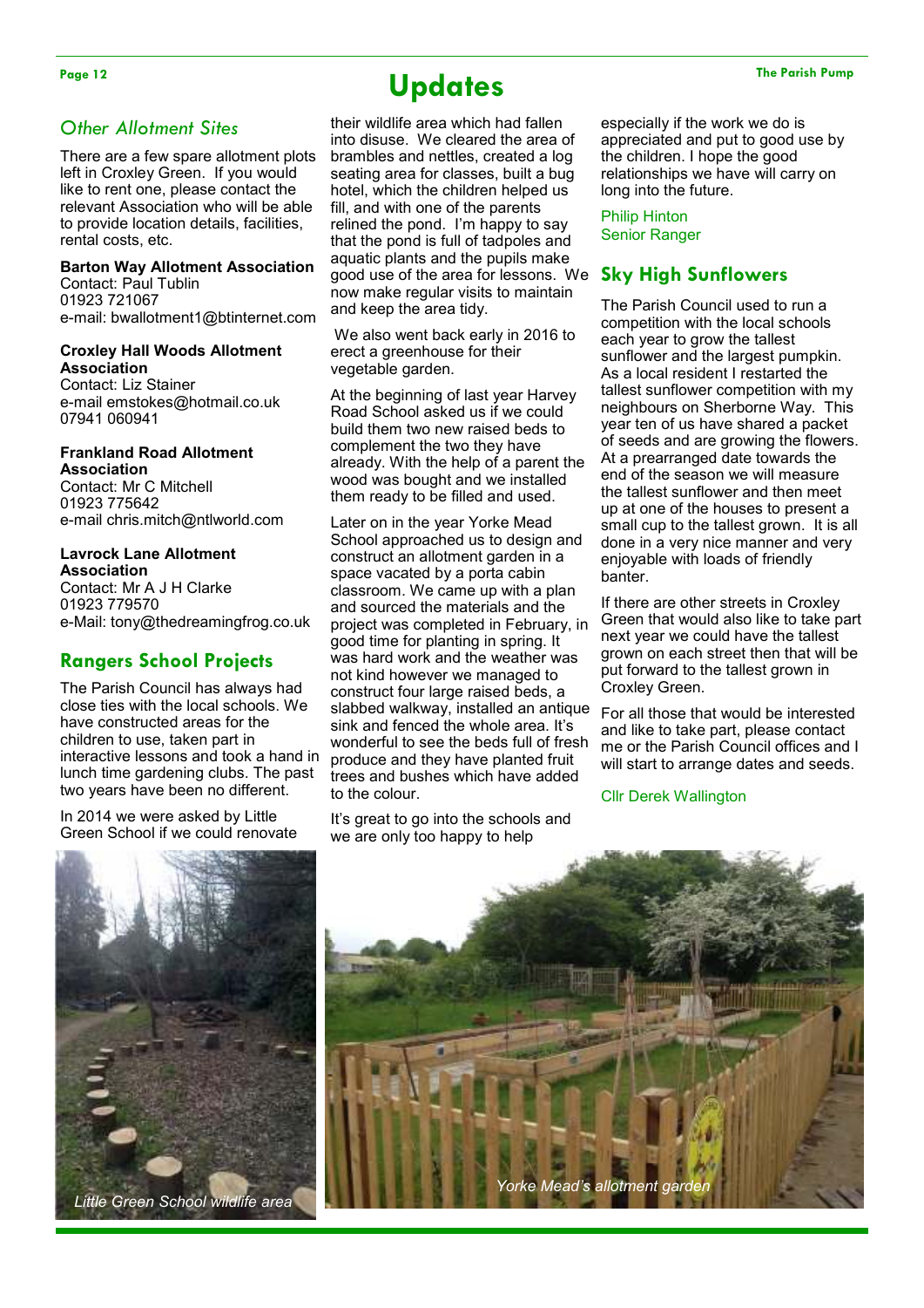# Updates

## Other Allotment Sites

There are a few spare allotment plots left in Croxley Green. If you would like to rent one, please contact the relevant Association who will be able to provide location details, facilities, rental costs, etc.

**Barton Way Allotment Association**
Contact: Paul Tublin
01923 721067
e-mail: bwallotment1@btinternet.com

**Croxley Hall Woods Allotment Association**
Contact: Liz Stainer
e-mail emstokes@hotmail.co.uk
07941 060941

**Frankland Road Allotment Association**
Contact: Mr C Mitchell
01923 775642
e-mail chris.mitch@ntlworld.com

**Lavrock Lane Allotment Association**
Contact: Mr A J H Clarke
01923 779570
e-Mail: tony@thedreamingfrog.co.uk

## Rangers School Projects

The Parish Council has always had close ties with the local schools. We have constructed areas for the children to use, taken part in interactive lessons and took a hand in lunch time gardening clubs. The past two years have been no different.

In 2014 we were asked by Little Green School if we could renovate their wildlife area which had fallen into disuse. We cleared the area of brambles and nettles, created a log seating area for classes, built a bug hotel, which the children helped us fill, and with one of the parents relined the pond. I'm happy to say that the pond is full of tadpoles and aquatic plants and the pupils make good use of the area for lessons. We now make regular visits to maintain and keep the area tidy.

We also went back early in 2016 to erect a greenhouse for their vegetable garden.

At the beginning of last year Harvey Road School asked us if we could build them two new raised beds to complement the two they have already. With the help of a parent the wood was bought and we installed them ready to be filled and used.

Later on in the year Yorke Mead School approached us to design and construct an allotment garden in a space vacated by a porta cabin classroom. We came up with a plan and sourced the materials and the project was completed in February, in good time for planting in spring. It was hard work and the weather was not kind however we managed to construct four large raised beds, a slabbed walkway, installed an antique sink and fenced the whole area. It's wonderful to see the beds full of fresh produce and they have planted fruit trees and bushes which have added to the colour.

It's great to go into the schools and we are only too happy to help especially if the work we do is appreciated and put to good use by the children. I hope the good relationships we have will carry on long into the future.

Philip Hinton
Senior Ranger

## Sky High Sunflowers

The Parish Council used to run a competition with the local schools each year to grow the tallest sunflower and the largest pumpkin. As a local resident I restarted the tallest sunflower competition with my neighbours on Sherborne Way. This year ten of us have shared a packet of seeds and are growing the flowers. At a prearranged date towards the end of the season we will measure the tallest sunflower and then meet up at one of the houses to present a small cup to the tallest grown. It is all done in a very nice manner and very enjoyable with loads of friendly banter.

If there are other streets in Croxley Green that would also like to take part next year we could have the tallest grown on each street then that will be put forward to the tallest grown in Croxley Green.

For all those that would be interested and like to take part, please contact me or the Parish Council offices and I will start to arrange dates and seeds.

Cllr Derek Wallington

*Little Green School wildlife area*

*Yorke Mead's allotment garden*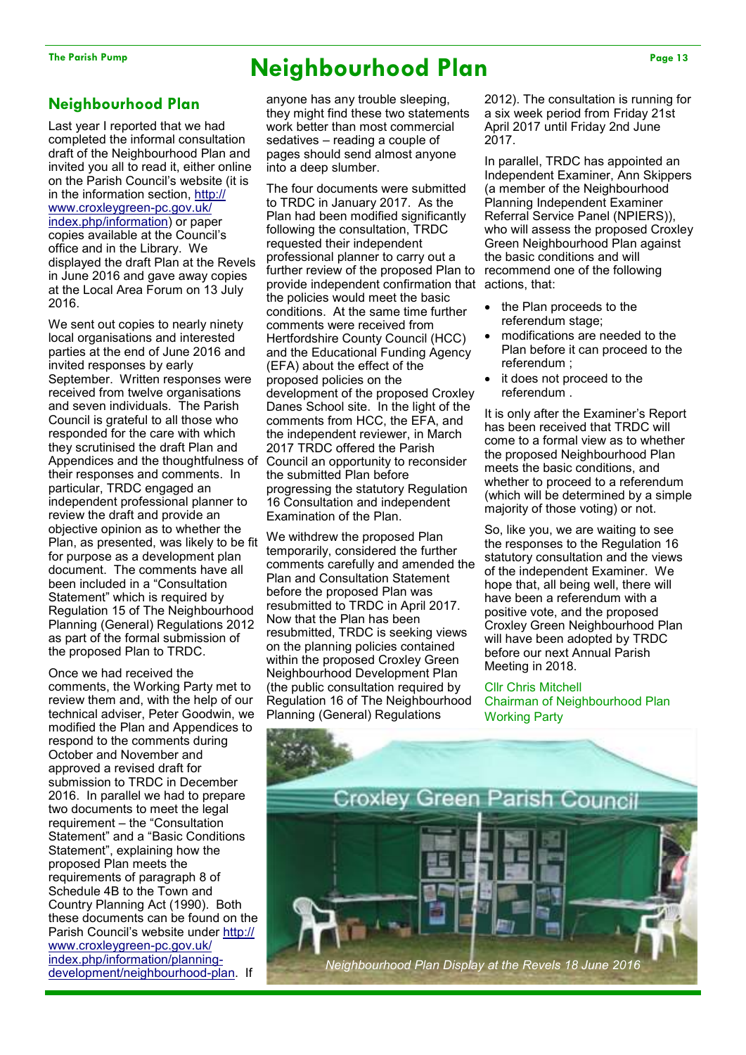# Neighbourhood Plan

## Neighbourhood Plan

Last year I reported that we had completed the informal consultation draft of the Neighbourhood Plan and invited you all to read it, either online on the Parish Council's website (it is in the information section, http://www.croxleygreen-pc.gov.uk/index.php/information) or paper copies available at the Council's office and in the Library. We displayed the draft Plan at the Revels in June 2016 and gave away copies at the Local Area Forum on 13 July 2016.

We sent out copies to nearly ninety local organisations and interested parties at the end of June 2016 and invited responses by early September. Written responses were received from twelve organisations and seven individuals. The Parish Council is grateful to all those who responded for the care with which they scrutinised the draft Plan and Appendices and the thoughtfulness of their responses and comments. In particular, TRDC engaged an independent professional planner to review the draft and provide an objective opinion as to whether the Plan, as presented, was likely to be fit for purpose as a development plan document. The comments have all been included in a "Consultation Statement" which is required by Regulation 15 of The Neighbourhood Planning (General) Regulations 2012 as part of the formal submission of the proposed Plan to TRDC.

Once we had received the comments, the Working Party met to review them and, with the help of our technical adviser, Peter Goodwin, we modified the Plan and Appendices to respond to the comments during October and November and approved a revised draft for submission to TRDC in December 2016. In parallel we had to prepare two documents to meet the legal requirement – the "Consultation Statement" and a "Basic Conditions Statement", explaining how the proposed Plan meets the requirements of paragraph 8 of Schedule 4B to the Town and Country Planning Act (1990). Both these documents can be found on the Parish Council's website under http://www.croxleygreen-pc.gov.uk/index.php/information/planning-development/neighbourhood-plan. If anyone has any trouble sleeping, they might find these two statements work better than most commercial sedatives – reading a couple of pages should send almost anyone into a deep slumber.

The four documents were submitted to TRDC in January 2017. As the Plan had been modified significantly following the consultation, TRDC requested their independent professional planner to carry out a further review of the proposed Plan to provide independent confirmation that the policies would meet the basic conditions. At the same time further comments were received from Hertfordshire County Council (HCC) and the Educational Funding Agency (EFA) about the effect of the proposed policies on the development of the proposed Croxley Danes School site. In the light of the comments from HCC, the EFA, and the independent reviewer, in March 2017 TRDC offered the Parish Council an opportunity to reconsider the submitted Plan before progressing the statutory Regulation 16 Consultation and independent Examination of the Plan.

We withdrew the proposed Plan temporarily, considered the further comments carefully and amended the Plan and Consultation Statement before the proposed Plan was resubmitted to TRDC in April 2017. Now that the Plan has been resubmitted, TRDC is seeking views on the planning policies contained within the proposed Croxley Green Neighbourhood Development Plan (the public consultation required by Regulation 16 of The Neighbourhood Planning (General) Regulations 2012). The consultation is running for a six week period from Friday 21st April 2017 until Friday 2nd June 2017.

In parallel, TRDC has appointed an Independent Examiner, Ann Skippers (a member of the Neighbourhood Planning Independent Examiner Referral Service Panel (NPIERS)), who will assess the proposed Croxley Green Neighbourhood Plan against the basic conditions and will recommend one of the following actions, that:

- the Plan proceeds to the referendum stage;
- modifications are needed to the Plan before it can proceed to the referendum ;
- it does not proceed to the referendum .

It is only after the Examiner's Report has been received that TRDC will come to a formal view as to whether the proposed Neighbourhood Plan meets the basic conditions, and whether to proceed to a referendum (which will be determined by a simple majority of those voting) or not.

So, like you, we are waiting to see the responses to the Regulation 16 statutory consultation and the views of the independent Examiner. We hope that, all being well, there will have been a referendum with a positive vote, and the proposed Croxley Green Neighbourhood Plan will have been adopted by TRDC before our next Annual Parish Meeting in 2018.

Cllr Chris Mitchell
Chairman of Neighbourhood Plan Working Party

*Neighbourhood Plan Display at the Revels 18 June 2016*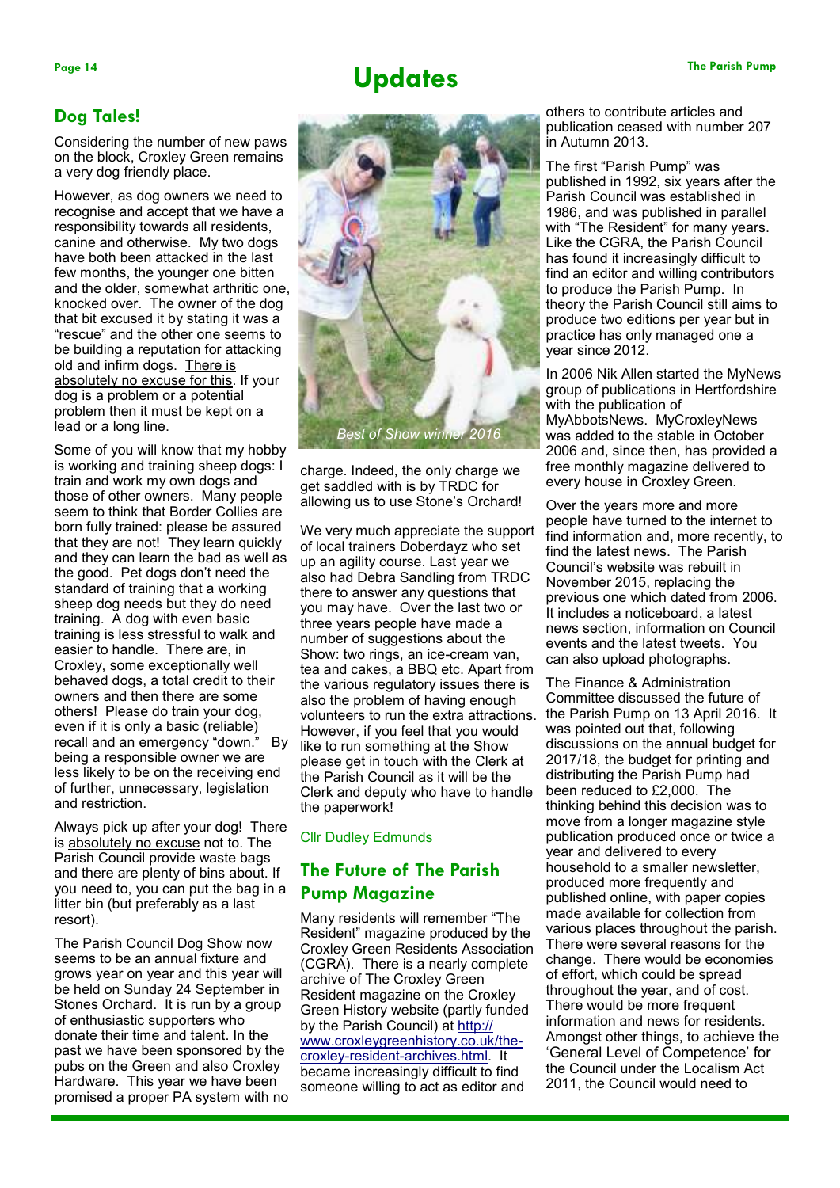# Updates

## Dog Tales!

Considering the number of new paws on the block, Croxley Green remains a very dog friendly place.

However, as dog owners we need to recognise and accept that we have a responsibility towards all residents, canine and otherwise. My two dogs have both been attacked in the last few months, the younger one bitten and the older, somewhat arthritic one, knocked over. The owner of the dog that bit excused it by stating it was a "rescue" and the other one seems to be building a reputation for attacking old and infirm dogs. There is absolutely no excuse for this. If your dog is a problem or a potential problem then it must be kept on a lead or a long line.

Some of you will know that my hobby is working and training sheep dogs: I train and work my own dogs and those of other owners. Many people seem to think that Border Collies are born fully trained: please be assured that they are not! They learn quickly and they can learn the bad as well as the good. Pet dogs don't need the standard of training that a working sheep dog needs but they do need training. A dog with even basic training is less stressful to walk and easier to handle. There are, in Croxley, some exceptionally well behaved dogs, a total credit to their owners and then there are some others! Please do train your dog, even if it is only a basic (reliable) recall and an emergency "down." By being a responsible owner we are less likely to be on the receiving end of further, unnecessary, legislation and restriction.

Always pick up after your dog! There is absolutely no excuse not to. The Parish Council provide waste bags and there are plenty of bins about. If you need to, you can put the bag in a litter bin (but preferably as a last resort).

The Parish Council Dog Show now seems to be an annual fixture and grows year on year and this year will be held on Sunday 24 September in Stones Orchard. It is run by a group of enthusiastic supporters who donate their time and talent. In the past we have been sponsored by the pubs on the Green and also Croxley Hardware. This year we have been promised a proper PA system with no charge. Indeed, the only charge we get saddled with is by TRDC for allowing us to use Stone's Orchard!

*Best of Show winner 2016*

We very much appreciate the support of local trainers Doberdayz who set up an agility course. Last year we also had Debra Sandling from TRDC there to answer any questions that you may have. Over the last two or three years people have made a number of suggestions about the Show: two rings, an ice-cream van, tea and cakes, a BBQ etc. Apart from the various regulatory issues there is also the problem of having enough volunteers to run the extra attractions. However, if you feel that you would like to run something at the Show please get in touch with the Clerk at the Parish Council as it will be the Clerk and deputy who have to handle the paperwork!

Cllr Dudley Edmunds

## The Future of The Parish Pump Magazine

Many residents will remember "The Resident" magazine produced by the Croxley Green Residents Association (CGRA). There is a nearly complete archive of The Croxley Green Resident magazine on the Croxley Green History website (partly funded by the Parish Council) at http://www.croxleygreenhistory.co.uk/the-croxley-resident-archives.html. It became increasingly difficult to find someone willing to act as editor and others to contribute articles and publication ceased with number 207 in Autumn 2013.

The first "Parish Pump" was published in 1992, six years after the Parish Council was established in 1986, and was published in parallel with "The Resident" for many years. Like the CGRA, the Parish Council has found it increasingly difficult to find an editor and willing contributors to produce the Parish Pump. In theory the Parish Council still aims to produce two editions per year but in practice has only managed one a year since 2012.

In 2006 Nik Allen started the MyNews group of publications in Hertfordshire with the publication of MyAbbotsNews. MyCroxleyNews was added to the stable in October 2006 and, since then, has provided a free monthly magazine delivered to every house in Croxley Green.

Over the years more and more people have turned to the internet to find information and, more recently, to find the latest news. The Parish Council's website was rebuilt in November 2015, replacing the previous one which dated from 2006. It includes a noticeboard, a latest news section, information on Council events and the latest tweets. You can also upload photographs.

The Finance & Administration Committee discussed the future of the Parish Pump on 13 April 2016. It was pointed out that, following discussions on the annual budget for 2017/18, the budget for printing and distributing the Parish Pump had been reduced to £2,000. The thinking behind this decision was to move from a longer magazine style publication produced once or twice a year and delivered to every household to a smaller newsletter, produced more frequently and published online, with paper copies made available for collection from various places throughout the parish. There were several reasons for the change. There would be economies of effort, which could be spread throughout the year, and of cost. There would be more frequent information and news for residents. Amongst other things, to achieve the 'General Level of Competence' for the Council under the Localism Act 2011, the Council would need to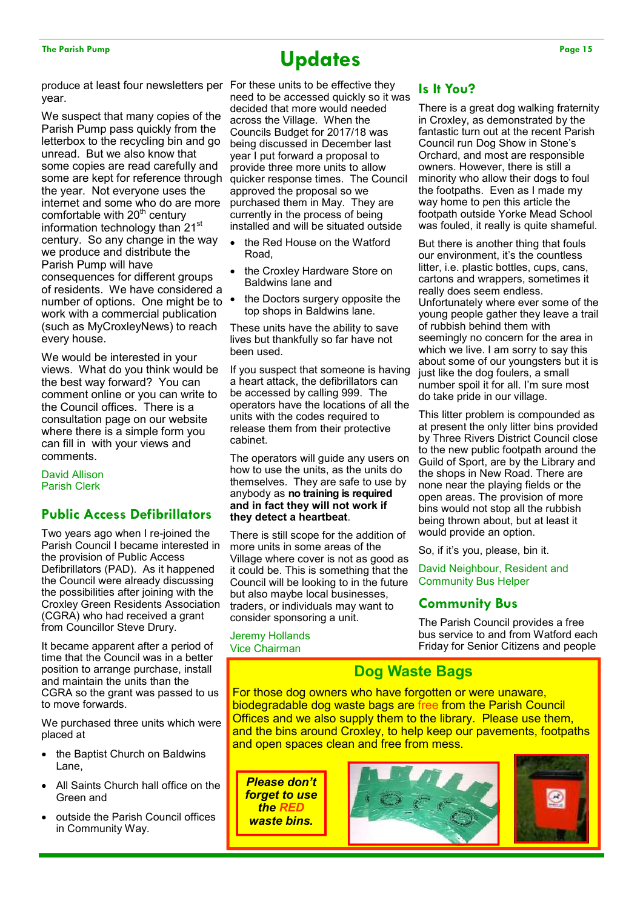# Updates

produce at least four newsletters per year.

We suspect that many copies of the Parish Pump pass quickly from the letterbox to the recycling bin and go unread. But we also know that some copies are read carefully and some are kept for reference through the year. Not everyone uses the internet and some who do are more comfortable with 20th century information technology than 21st century. So any change in the way we produce and distribute the Parish Pump will have consequences for different groups of residents. We have considered a number of options. One might be to work with a commercial publication (such as MyCroxleyNews) to reach every house.

We would be interested in your views. What do you think would be the best way forward? You can comment online or you can write to the Council offices. There is a consultation page on our website where there is a simple form you can fill in with your views and comments.

David Allison
Parish Clerk

## Public Access Defibrillators

Two years ago when I re-joined the Parish Council I became interested in the provision of Public Access Defibrillators (PAD). As it happened the Council were already discussing the possibilities after joining with the Croxley Green Residents Association (CGRA) who had received a grant from Councillor Steve Drury.

It became apparent after a period of time that the Council was in a better position to arrange purchase, install and maintain the units than the CGRA so the grant was passed to us to move forwards.

We purchased three units which were placed at

- the Baptist Church on Baldwins Lane,
- All Saints Church hall office on the Green and
- outside the Parish Council offices in Community Way.

For these units to be effective they need to be accessed quickly so it was decided that more would needed across the Village. When the Councils Budget for 2017/18 was being discussed in December last year I put forward a proposal to provide three more units to allow quicker response times. The Council approved the proposal so we purchased them in May. They are currently in the process of being installed and will be situated outside

- the Red House on the Watford Road,
- the Croxley Hardware Store on Baldwins lane and
- the Doctors surgery opposite the top shops in Baldwins lane.

These units have the ability to save lives but thankfully so far have not been used.

If you suspect that someone is having a heart attack, the defibrillators can be accessed by calling 999. The operators have the locations of all the units with the codes required to release them from their protective cabinet.

The operators will guide any users on how to use the units, as the units do themselves. They are safe to use by anybody as **no training is required and in fact they will not work if they detect a heartbeat**.

There is still scope for the addition of more units in some areas of the Village where cover is not as good as it could be. This is something that the Council will be looking to in the future but also maybe local businesses, traders, or individuals may want to consider sponsoring a unit.

Jeremy Hollands
Vice Chairman

## Is It You?

There is a great dog walking fraternity in Croxley, as demonstrated by the fantastic turn out at the recent Parish Council run Dog Show in Stone's Orchard, and most are responsible owners. However, there is still a minority who allow their dogs to foul the footpaths. Even as I made my way home to pen this article the footpath outside Yorke Mead School was fouled, it really is quite shameful.

But there is another thing that fouls our environment, it's the countless litter, i.e. plastic bottles, cups, cans, cartons and wrappers, sometimes it really does seem endless. Unfortunately where ever some of the young people gather they leave a trail of rubbish behind them with seemingly no concern for the area in which we live. I am sorry to say this about some of our youngsters but it is just like the dog foulers, a small number spoil it for all. I'm sure most do take pride in our village.

This litter problem is compounded as at present the only litter bins provided by Three Rivers District Council close to the new public footpath around the Guild of Sport, are by the Library and the shops in New Road. There are none near the playing fields or the open areas. The provision of more bins would not stop all the rubbish being thrown about, but at least it would provide an option.

So, if it's you, please, bin it.

David Neighbour, Resident and Community Bus Helper

## Community Bus

The Parish Council provides a free bus service to and from Watford each Friday for Senior Citizens and people

## Dog Waste Bags

For those dog owners who have forgotten or were unaware, biodegradable dog waste bags are free from the Parish Council Offices and we also supply them to the library. Please use them, and the bins around Croxley, to help keep our pavements, footpaths and open spaces clean and free from mess.

***Please don't forget to use the RED waste bins.***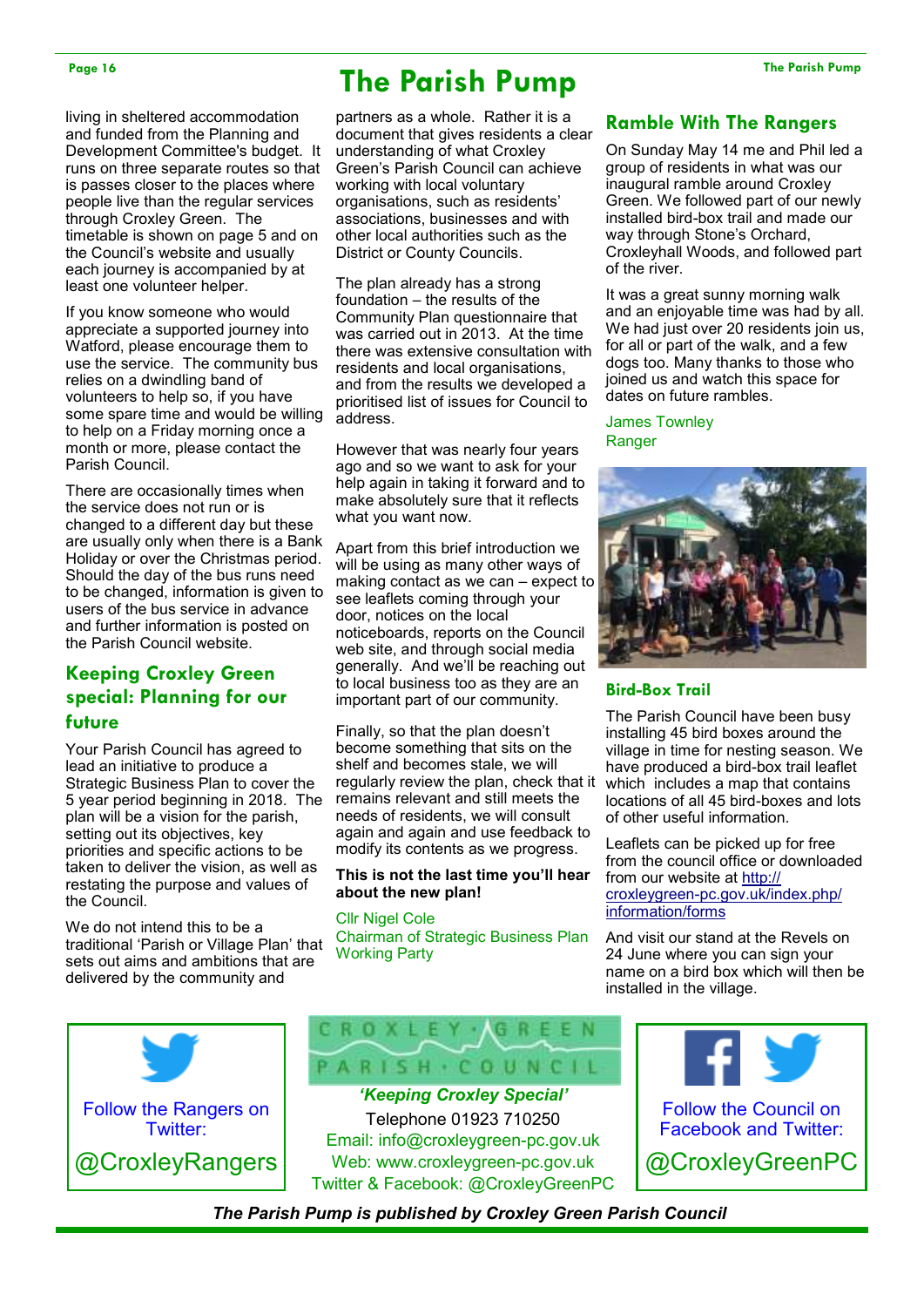living in sheltered accommodation and funded from the Planning and Development Committee's budget. It runs on three separate routes so that is passes closer to the places where people live than the regular services through Croxley Green. The timetable is shown on page 5 and on the Council's website and usually each journey is accompanied by at least one volunteer helper.

If you know someone who would appreciate a supported journey into Watford, please encourage them to use the service. The community bus relies on a dwindling band of volunteers to help so, if you have some spare time and would be willing to help on a Friday morning once a month or more, please contact the Parish Council.

There are occasionally times when the service does not run or is changed to a different day but these are usually only when there is a Bank Holiday or over the Christmas period. Should the day of the bus runs need to be changed, information is given to users of the bus service in advance and further information is posted on the Parish Council website.

## Keeping Croxley Green special: Planning for our future

Your Parish Council has agreed to lead an initiative to produce a Strategic Business Plan to cover the 5 year period beginning in 2018. The plan will be a vision for the parish, setting out its objectives, key priorities and specific actions to be taken to deliver the vision, as well as restating the purpose and values of the Council.

We do not intend this to be a traditional 'Parish or Village Plan' that sets out aims and ambitions that are delivered by the community and partners as a whole. Rather it is a document that gives residents a clear understanding of what Croxley Green's Parish Council can achieve working with local voluntary organisations, such as residents' associations, businesses and with other local authorities such as the District or County Councils.

The plan already has a strong foundation – the results of the Community Plan questionnaire that was carried out in 2013. At the time there was extensive consultation with residents and local organisations, and from the results we developed a prioritised list of issues for Council to address.

However that was nearly four years ago and so we want to ask for your help again in taking it forward and to make absolutely sure that it reflects what you want now.

Apart from this brief introduction we will be using as many other ways of making contact as we can – expect to see leaflets coming through your door, notices on the local noticeboards, reports on the Council web site, and through social media generally. And we'll be reaching out to local business too as they are an important part of our community.

Finally, so that the plan doesn't become something that sits on the shelf and becomes stale, we will regularly review the plan, check that it remains relevant and still meets the needs of residents, we will consult again and again and use feedback to modify its contents as we progress.

**This is not the last time you'll hear about the new plan!**

Cllr Nigel Cole
Chairman of Strategic Business Plan Working Party

## Ramble With The Rangers

On Sunday May 14 me and Phil led a group of residents in what was our inaugural ramble around Croxley Green. We followed part of our newly installed bird-box trail and made our way through Stone's Orchard, Croxleyhall Woods, and followed part of the river.

It was a great sunny morning walk and an enjoyable time was had by all. We had just over 20 residents join us, for all or part of the walk, and a few dogs too. Many thanks to those who joined us and watch this space for dates on future rambles.

James Townley
Ranger

## Bird-Box Trail

The Parish Council have been busy installing 45 bird boxes around the village in time for nesting season. We have produced a bird-box trail leaflet which includes a map that contains locations of all 45 bird-boxes and lots of other useful information.

Leaflets can be picked up for free from the council office or downloaded from our website at http://croxleygreen-pc.gov.uk/index.php/information/forms

And visit our stand at the Revels on 24 June where you can sign your name on a bird box which will then be installed in the village.

Follow the Rangers on Twitter:
@CroxleyRangers

CROXLEY · GREEN
PARISH · COUNCIL

*'Keeping Croxley Special'*
Telephone 01923 710250
Email: info@croxleygreen-pc.gov.uk
Web: www.croxleygreen-pc.gov.uk
Twitter & Facebook: @CroxleyGreenPC

Follow the Council on Facebook and Twitter:
@CroxleyGreenPC

***The Parish Pump is published by Croxley Green Parish Council***